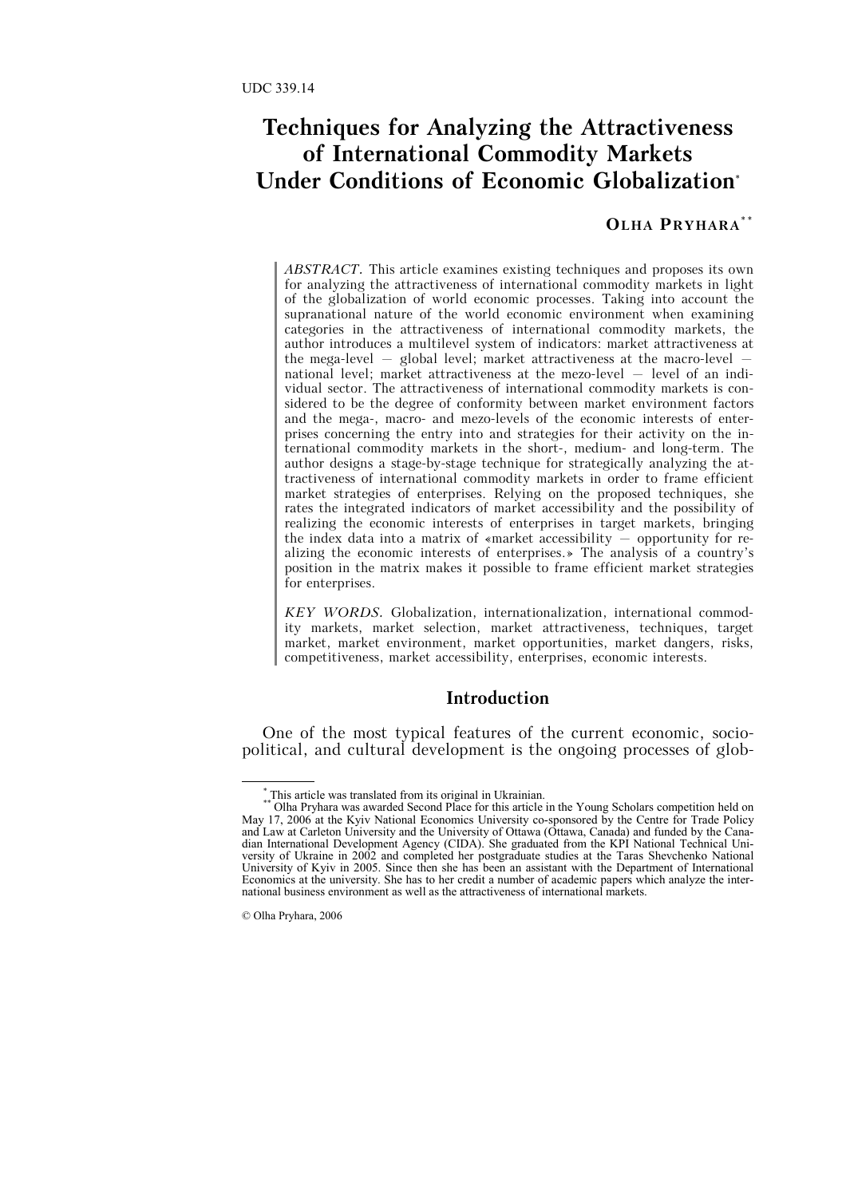UDC 339.14

# Techniques for Analyzing the Attractiveness of International Commodity Markets Under Conditions of Economic Globalization*

**OLHA PRYHARA****

*ABSTRACT.* This article examines existing techniques and proposes its own for analyzing the attractiveness of international commodity markets in light of the globalization of world economic processes. Taking into account the supranational nature of the world economic environment when examining categories in the attractiveness of international commodity markets, the author introduces a multilevel system of indicators: market attractiveness at the mega-level — global level; market attractiveness at the macro-level — national level; market attractiveness at the mezo-level — level of an individual sector. The attractiveness of international commodity markets is considered to be the degree of conformity between market environment factors and the mega-, macro- and mezo-levels of the economic interests of enterprises concerning the entry into and strategies for their activity on the international commodity markets in the short-, medium- and long-term. The author designs a stage-by-stage technique for strategically analyzing the attractiveness of international commodity markets in order to frame efficient market strategies of enterprises. Relying on the proposed techniques, she rates the integrated indicators of market accessibility and the possibility of realizing the economic interests of enterprises in target markets, bringing the index data into a matrix of «market accessibility — opportunity for realizing the economic interests of enterprises.» The analysis of a country's position in the matrix makes it possible to frame efficient market strategies for enterprises.

*KEY WORDS.* Globalization, internationalization, international commodity markets, market selection, market attractiveness, techniques, target market, market environment, market opportunities, market dangers, risks, competitiveness, market accessibility, enterprises, economic interests.

## Introduction

One of the most typical features of the current economic, socio-political, and cultural development is the ongoing processes of glob-

---

* This article was translated from its original in Ukrainian.

** Olha Pryhara was awarded Second Place for this article in the Young Scholars competition held on May 17, 2006 at the Kyiv National Economics University co-sponsored by the Centre for Trade Policy and Law at Carleton University and the University of Ottawa (Ottawa, Canada) and funded by the Canadian International Development Agency (CIDA). She graduated from the KPI National Technical University of Ukraine in 2002 and completed her postgraduate studies at the Taras Shevchenko National University of Kyiv in 2005. Since then she has been an assistant with the Department of International Economics at the university. She has to her credit a number of academic papers which analyze the international business environment as well as the attractiveness of international markets.

© Olha Pryhara, 2006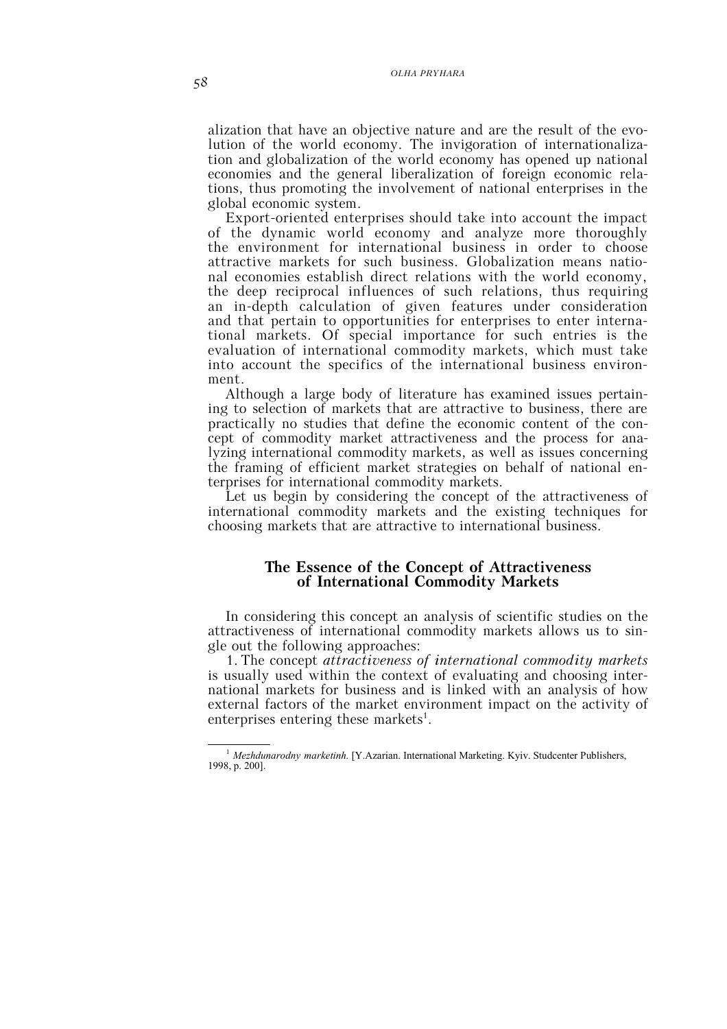alization that have an objective nature and are the result of the evolution of the world economy. The invigoration of internationalization and globalization of the world economy has opened up national economies and the general liberalization of foreign economic relations, thus promoting the involvement of national enterprises in the global economic system.

Export-oriented enterprises should take into account the impact of the dynamic world economy and analyze more thoroughly the environment for international business in order to choose attractive markets for such business. Globalization means national economies establish direct relations with the world economy, the deep reciprocal influences of such relations, thus requiring an in-depth calculation of given features under consideration and that pertain to opportunities for enterprises to enter international markets. Of special importance for such entries is the evaluation of international commodity markets, which must take into account the specifics of the international business environment.

Although a large body of literature has examined issues pertaining to selection of markets that are attractive to business, there are practically no studies that define the economic content of the concept of commodity market attractiveness and the process for analyzing international commodity markets, as well as issues concerning the framing of efficient market strategies on behalf of national enterprises for international commodity markets.

Let us begin by considering the concept of the attractiveness of international commodity markets and the existing techniques for choosing markets that are attractive to international business.

## The Essence of the Concept of Attractiveness of International Commodity Markets

In considering this concept an analysis of scientific studies on the attractiveness of international commodity markets allows us to single out the following approaches:

1. The concept *attractiveness of international commodity markets* is usually used within the context of evaluating and choosing international markets for business and is linked with an analysis of how external factors of the market environment impact on the activity of enterprises entering these markets[1].

---

[1] *Mezhdunarodny marketinh.* [Y.Azarian. International Marketing. Kyiv. Studcenter Publishers, 1998, p. 200].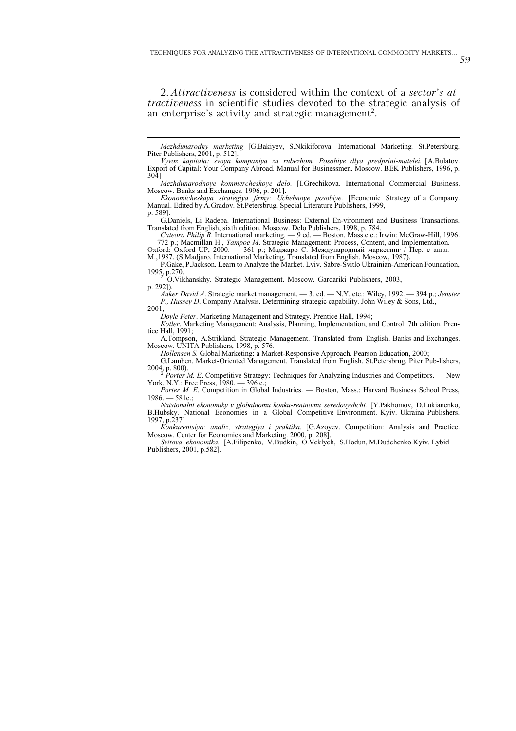2. *Attractiveness* is considered within the context of a *sector's attractiveness* in scientific studies devoted to the strategic analysis of an enterprise's activity and strategic management[2].

---

*Mezhdunarodny marketing* [G.Bakiyev, S.Nkikiforova. International Marketing. St.Petersburg. Piter Publishers, 2001, p. 512].

*Vyvoz kapitala: svoya kompaniya za rubezhom. Posobiye dlya predprini-matelei.* [A.Bulatov. Export of Capital: Your Company Abroad. Manual for Businessmen. Moscow. BEK Publishers, 1996, p. 304]

*Mezhdunarodnoye kommercheskoye delo.* [I.Grechikova. International Commercial Business. Moscow. Banks and Exchanges. 1996, p. 201].

*Ekonomicheskaya strategiya firmy: Uchebnoye posobiye.* [Economic Strategy of a Company. Manual. Edited by A.Gradov. St.Petersbrug. Special Literature Publishers, 1999, p. 589].

G.Daniels, Li Radeba. International Business: External En-vironment and Business Transactions. Translated from English, sixth edition. Moscow. Delo Publishers, 1998, p. 784.

*Cateora Philip R*. International marketing. — 9 ed. — Boston. Mass.etc.: Irwin: McGraw-Hill, 1996. — 772 p.; Macmillan H., *Tampoe M*. Strategic Management: Process, Content, and Implementation. — Oxford: Oxford UP, 2000. — 361 p.; Маджаро С. Международный маркетинг / Пер. с англ. — M.,1987. (S.Madjaro. International Marketing. Translated from English. Moscow, 1987).

P.Gake, P.Jackson. Learn to Analyze the Market. Lviv. Sabre-Svitlo Ukrainian-American Foundation, 1995, p.270.

[2] O.Vikhanskhy. Strategic Management. Moscow. Gardariki Publishers, 2003, p. 292]).

*Aaker David A*. Strategic market management. — 3. ed. — N.Y. etc.: Wiley, 1992. — 394 p.; *Jenster P., Hussey D*. Company Analysis. Determining strategic capability. John Wiley & Sons, Ltd., 2001;

*Doyle Peter*. Marketing Management and Strategy. Prentice Hall, 1994;

*Kotler*. Marketing Management: Analysis, Planning, Implementation, and Control. 7th edition. Prentice Hall, 1991;

A.Tompson, A.Strikland. Strategic Management. Translated from English. Banks and Exchanges. Moscow. UNITA Publishers, 1998, p. 576.

*Hollensen S.* Global Marketing: a Market-Responsive Approach. Pearson Education, 2000;

G.Lamben. Market-Oriented Management. Translated from English. St.Petersbrug. Piter Pub-lishers, 2004, p. 800).

[3] *Porter M. E*. Competitive Strategy: Techniques for Analyzing Industries and Competitors. — New York, N.Y.: Free Press, 1980. — 396 c.;

*Porter M. E*. Competition in Global Industries. — Boston, Mass.: Harvard Business School Press, 1986. — 581c.;

*Natsionalni ekonomiky v globalnomu konku-rentnomu seredovyshchi.* [Y.Pakhomov, D.Lukianenko, B.Hubsky. National Economies in a Global Competitive Environment. Kyiv. Ukraina Publishers. 1997, p.237]

*Konkurentsiya: analiz, strategiya i praktika.* [G.Azoyev. Competition: Analysis and Practice. Moscow. Center for Economics and Marketing. 2000, p. 208].

*Svitova ekonomika.* [A.Filipenko, V.Budkin, O.Veklych, S.Hodun, M.Dudchenko.Kyiv. Lybid Publishers, 2001, p.582].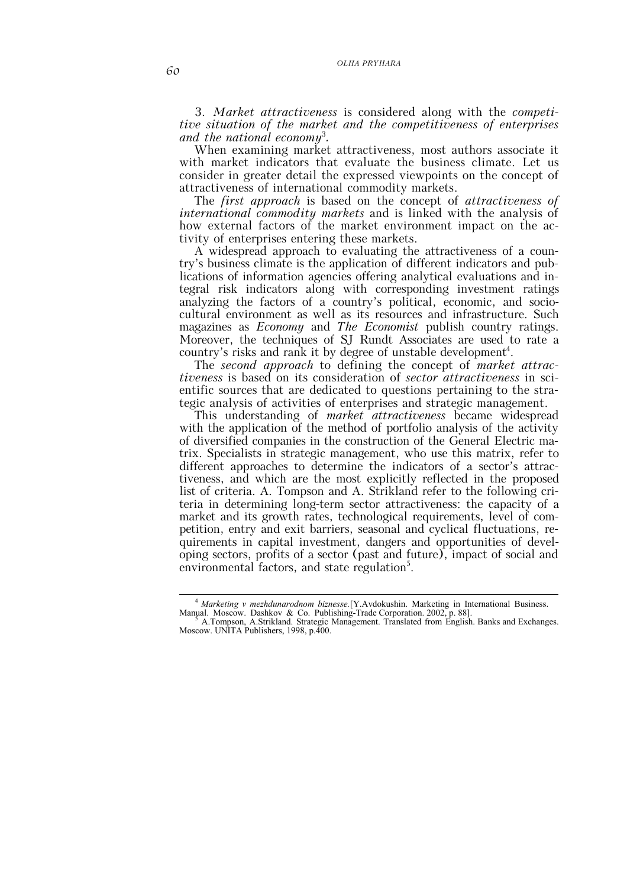3. *Market attractiveness* is considered along with the *competitive situation of the market and the competitiveness of enterprises and the national economy*[3].

When examining market attractiveness, most authors associate it with market indicators that evaluate the business climate. Let us consider in greater detail the expressed viewpoints on the concept of attractiveness of international commodity markets.

The *first approach* is based on the concept of *attractiveness of international commodity markets* and is linked with the analysis of how external factors of the market environment impact on the activity of enterprises entering these markets.

A widespread approach to evaluating the attractiveness of a country's business climate is the application of different indicators and publications of information agencies offering analytical evaluations and integral risk indicators along with corresponding investment ratings analyzing the factors of a country's political, economic, and sociocultural environment as well as its resources and infrastructure. Such magazines as *Economy* and *The Economist* publish country ratings. Moreover, the techniques of SJ Rundt Associates are used to rate a country's risks and rank it by degree of unstable development[4].

The *second approach* to defining the concept of *market attractiveness* is based on its consideration of *sector attractiveness* in scientific sources that are dedicated to questions pertaining to the strategic analysis of activities of enterprises and strategic management.

This understanding of *market attractiveness* became widespread with the application of the method of portfolio analysis of the activity of diversified companies in the construction of the General Electric matrix. Specialists in strategic management, who use this matrix, refer to different approaches to determine the indicators of a sector's attractiveness, and which are the most explicitly reflected in the proposed list of criteria. A. Tompson and A. Strikland refer to the following criteria in determining long-term sector attractiveness: the capacity of a market and its growth rates, technological requirements, level of competition, entry and exit barriers, seasonal and cyclical fluctuations, requirements in capital investment, dangers and opportunities of developing sectors, profits of a sector (past and future), impact of social and environmental factors, and state regulation[5].

---

[4] *Marketing v mezhdunarodnom biznesse.*[Y.Avdokushin. Marketing in International Business. Manual. Moscow. Dashkov & Co. Publishing-Trade Corporation. 2002, p. 88].

[5] A.Tompson, A.Strikland. Strategic Management. Translated from English. Banks and Exchanges. Moscow. UNITA Publishers, 1998, p.400.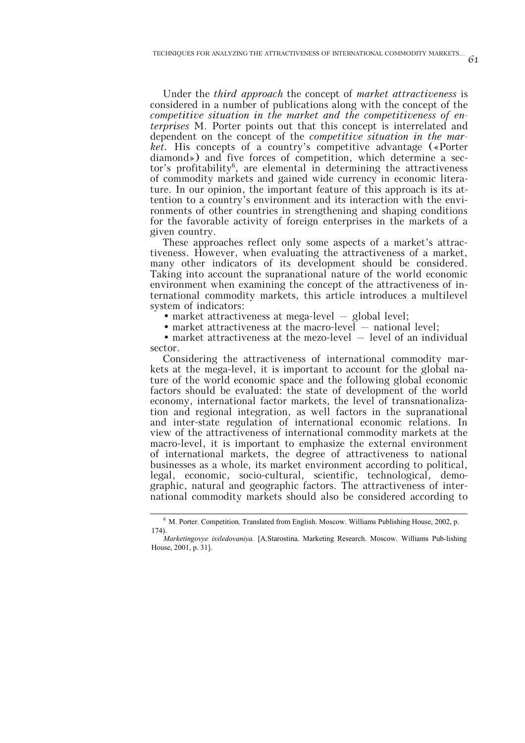Under the *third approach* the concept of *market attractiveness* is considered in a number of publications along with the concept of the *competitive situation in the market and the competitiveness of enterprises* M. Porter points out that this concept is interrelated and dependent on the concept of the *competitive situation in the market*. His concepts of a country's competitive advantage («Porter diamond») and five forces of competition, which determine a sector's profitability[6], are elemental in determining the attractiveness of commodity markets and gained wide currency in economic literature. In our opinion, the important feature of this approach is its attention to a country's environment and its interaction with the environments of other countries in strengthening and shaping conditions for the favorable activity of foreign enterprises in the markets of a given country.

These approaches reflect only some aspects of a market's attractiveness. However, when evaluating the attractiveness of a market, many other indicators of its development should be considered. Taking into account the supranational nature of the world economic environment when examining the concept of the attractiveness of international commodity markets, this article introduces a multilevel system of indicators:

- market attractiveness at mega-level — global level;
- market attractiveness at the macro-level — national level;
- market attractiveness at the mezo-level — level of an individual sector.

Considering the attractiveness of international commodity markets at the mega-level, it is important to account for the global nature of the world economic space and the following global economic factors should be evaluated: the state of development of the world economy, international factor markets, the level of transnationalization and regional integration, as well factors in the supranational and inter-state regulation of international economic relations. In view of the attractiveness of international commodity markets at the macro-level, it is important to emphasize the external environment of international markets, the degree of attractiveness to national businesses as a whole, its market environment according to political, legal, economic, socio-cultural, scientific, technological, demographic, natural and geographic factors. The attractiveness of international commodity markets should also be considered according to

---

[6] M. Porter. Competition. Translated from English. Moscow. Williams Publishing House, 2002, p. 174).

*Marketingovye issledovaniya.* [A.Starostina. Marketing Research. Moscow. Williams Pub-lishing House, 2001, p. 31].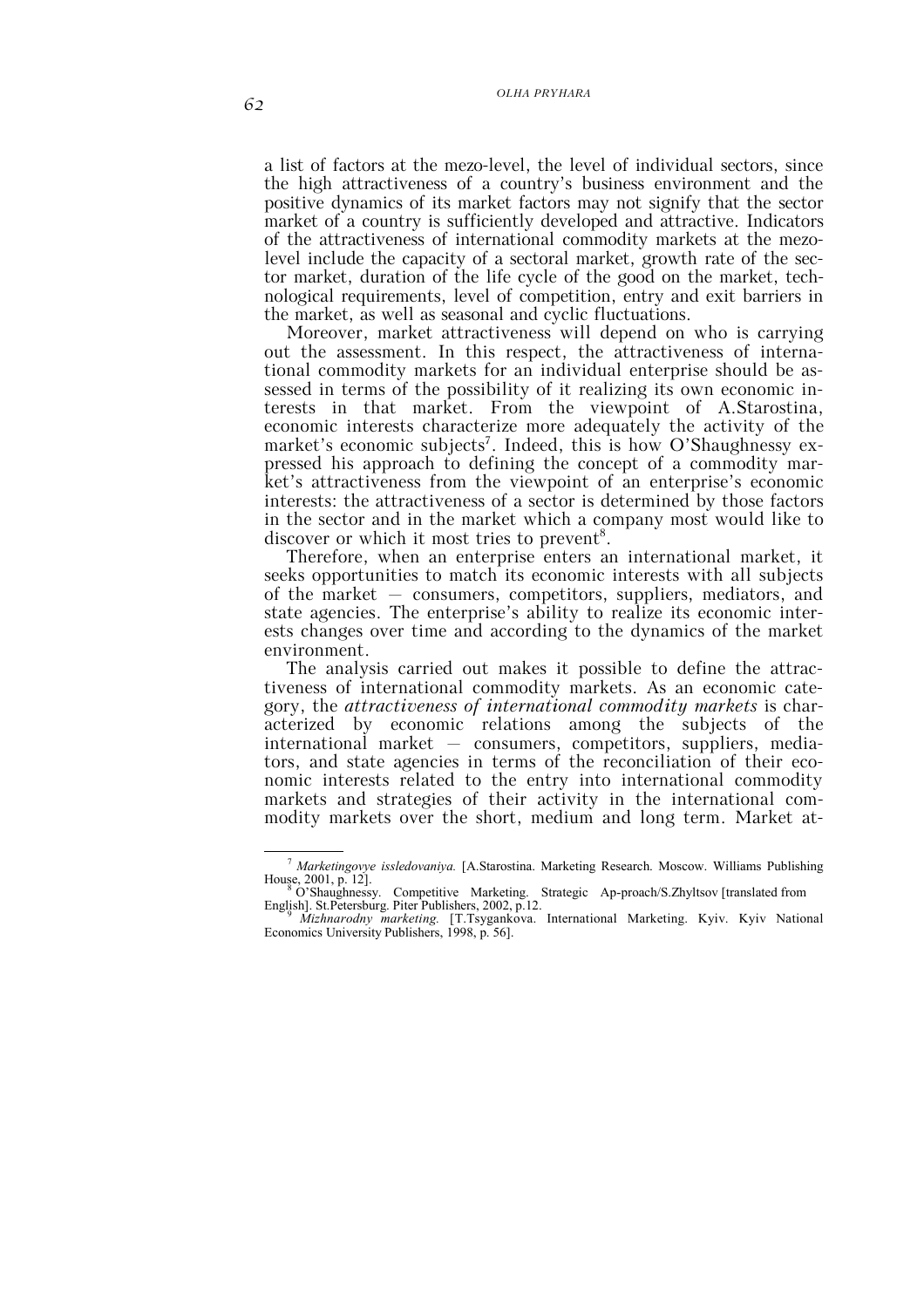a list of factors at the mezo-level, the level of individual sectors, since the high attractiveness of a country's business environment and the positive dynamics of its market factors may not signify that the sector market of a country is sufficiently developed and attractive. Indicators of the attractiveness of international commodity markets at the mezo-level include the capacity of a sectoral market, growth rate of the sector market, duration of the life cycle of the good on the market, technological requirements, level of competition, entry and exit barriers in the market, as well as seasonal and cyclic fluctuations.

Moreover, market attractiveness will depend on who is carrying out the assessment. In this respect, the attractiveness of international commodity markets for an individual enterprise should be assessed in terms of the possibility of it realizing its own economic interests in that market. From the viewpoint of A.Starostina, economic interests characterize more adequately the activity of the market's economic subjects[7]. Indeed, this is how O'Shaughnessy expressed his approach to defining the concept of a commodity market's attractiveness from the viewpoint of an enterprise's economic interests: the attractiveness of a sector is determined by those factors in the sector and in the market which a company most would like to discover or which it most tries to prevent[8].

Therefore, when an enterprise enters an international market, it seeks opportunities to match its economic interests with all subjects of the market – consumers, competitors, suppliers, mediators, and state agencies. The enterprise's ability to realize its economic interests changes over time and according to the dynamics of the market environment.

The analysis carried out makes it possible to define the attractiveness of international commodity markets. As an economic category, the *attractiveness of international commodity markets* is characterized by economic relations among the subjects of the international market – consumers, competitors, suppliers, mediators, and state agencies in terms of the reconciliation of their economic interests related to the entry into international commodity markets and strategies of their activity in the international commodity markets over the short, medium and long term. Market at-

---

[7] *Marketingovye issledovaniya.* [A.Starostina. Marketing Research. Moscow. Williams Publishing House, 2001, p. 12].

[8] O'Shaughnessy. Competitive Marketing. Strategic Ap-proach/S.Zhyltsov [translated from English]. St.Petersburg. Piter Publishers, 2002, p.12.

[9] *Mizhnarodny marketing.* [T.Tsygankova. International Marketing. Kyiv. Kyiv National Economics University Publishers, 1998, p. 56].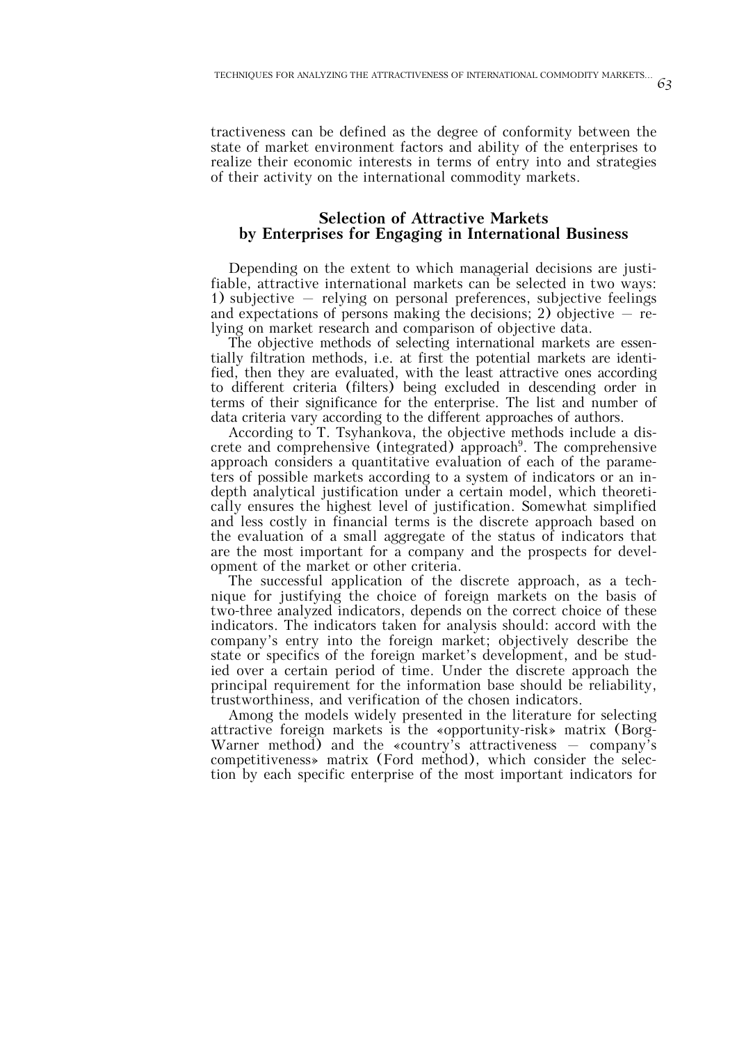tractiveness can be defined as the degree of conformity between the state of market environment factors and ability of the enterprises to realize their economic interests in terms of entry into and strategies of their activity on the international commodity markets.

## Selection of Attractive Markets by Enterprises for Engaging in International Business

Depending on the extent to which managerial decisions are justifiable, attractive international markets can be selected in two ways: 1) subjective – relying on personal preferences, subjective feelings and expectations of persons making the decisions; 2) objective – relying on market research and comparison of objective data.

The objective methods of selecting international markets are essentially filtration methods, i.e. at first the potential markets are identified, then they are evaluated, with the least attractive ones according to different criteria (filters) being excluded in descending order in terms of their significance for the enterprise. The list and number of data criteria vary according to the different approaches of authors.

According to T. Tsyhankova, the objective methods include a discrete and comprehensive (integrated) approach[9]. The comprehensive approach considers a quantitative evaluation of each of the parameters of possible markets according to a system of indicators or an in-depth analytical justification under a certain model, which theoretically ensures the highest level of justification. Somewhat simplified and less costly in financial terms is the discrete approach based on the evaluation of a small aggregate of the status of indicators that are the most important for a company and the prospects for development of the market or other criteria.

The successful application of the discrete approach, as a technique for justifying the choice of foreign markets on the basis of two-three analyzed indicators, depends on the correct choice of these indicators. The indicators taken for analysis should: accord with the company's entry into the foreign market; objectively describe the state or specifics of the foreign market's development, and be studied over a certain period of time. Under the discrete approach the principal requirement for the information base should be reliability, trustworthiness, and verification of the chosen indicators.

Among the models widely presented in the literature for selecting attractive foreign markets is the «opportunity-risk» matrix (Borg-Warner method) and the «country's attractiveness – company's competitiveness» matrix (Ford method), which consider the selection by each specific enterprise of the most important indicators for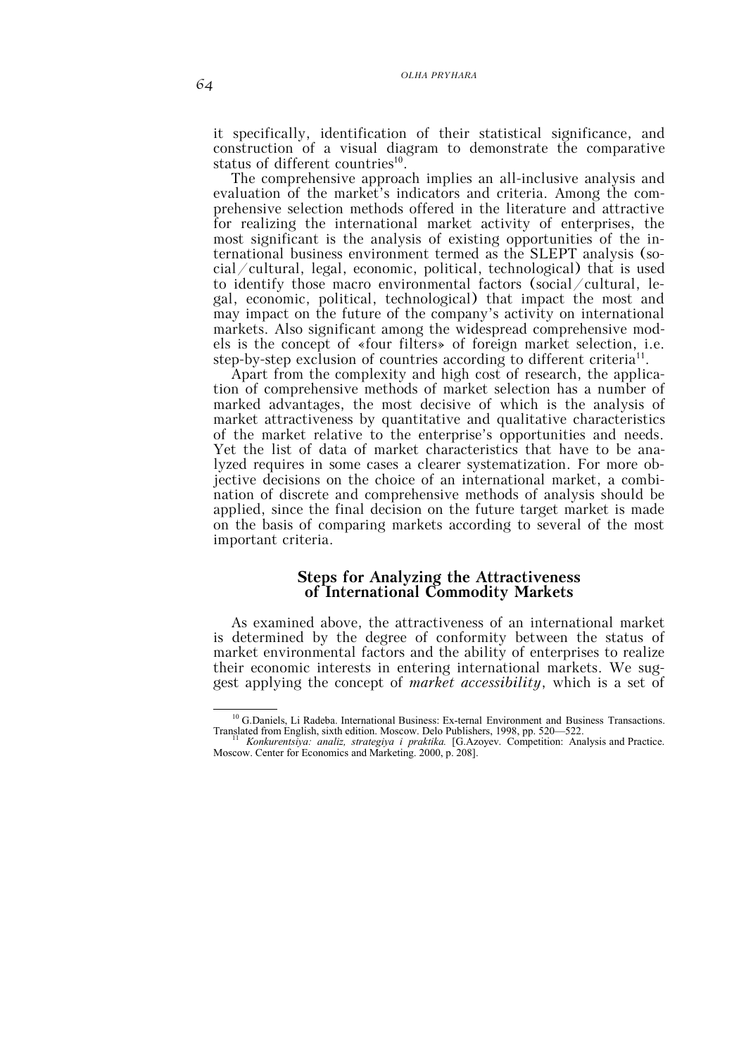it specifically, identification of their statistical significance, and construction of a visual diagram to demonstrate the comparative status of different countries[10].

The comprehensive approach implies an all-inclusive analysis and evaluation of the market's indicators and criteria. Among the comprehensive selection methods offered in the literature and attractive for realizing the international market activity of enterprises, the most significant is the analysis of existing opportunities of the international business environment termed as the SLEPT analysis (social/cultural, legal, economic, political, technological) that is used to identify those macro environmental factors (social/cultural, legal, economic, political, technological) that impact the most and may impact on the future of the company's activity on international markets. Also significant among the widespread comprehensive models is the concept of «four filters» of foreign market selection, i.e. step-by-step exclusion of countries according to different criteria[11].

Apart from the complexity and high cost of research, the application of comprehensive methods of market selection has a number of marked advantages, the most decisive of which is the analysis of market attractiveness by quantitative and qualitative characteristics of the market relative to the enterprise's opportunities and needs. Yet the list of data of market characteristics that have to be analyzed requires in some cases a clearer systematization. For more objective decisions on the choice of an international market, a combination of discrete and comprehensive methods of analysis should be applied, since the final decision on the future target market is made on the basis of comparing markets according to several of the most important criteria.

## Steps for Analyzing the Attractiveness of International Commodity Markets

As examined above, the attractiveness of an international market is determined by the degree of conformity between the status of market environmental factors and the ability of enterprises to realize their economic interests in entering international markets. We suggest applying the concept of *market accessibility*, which is a set of

---

[10] G.Daniels, Li Radeba. International Business: Ex-ternal Environment and Business Transactions. Translated from English, sixth edition. Moscow. Delo Publishers, 1998, pp. 520—522.

[11] *Konkurentsiya: analiz, strategiya i praktika.* [G.Azoyev. Competition: Analysis and Practice. Moscow. Center for Economics and Marketing. 2000, p. 208].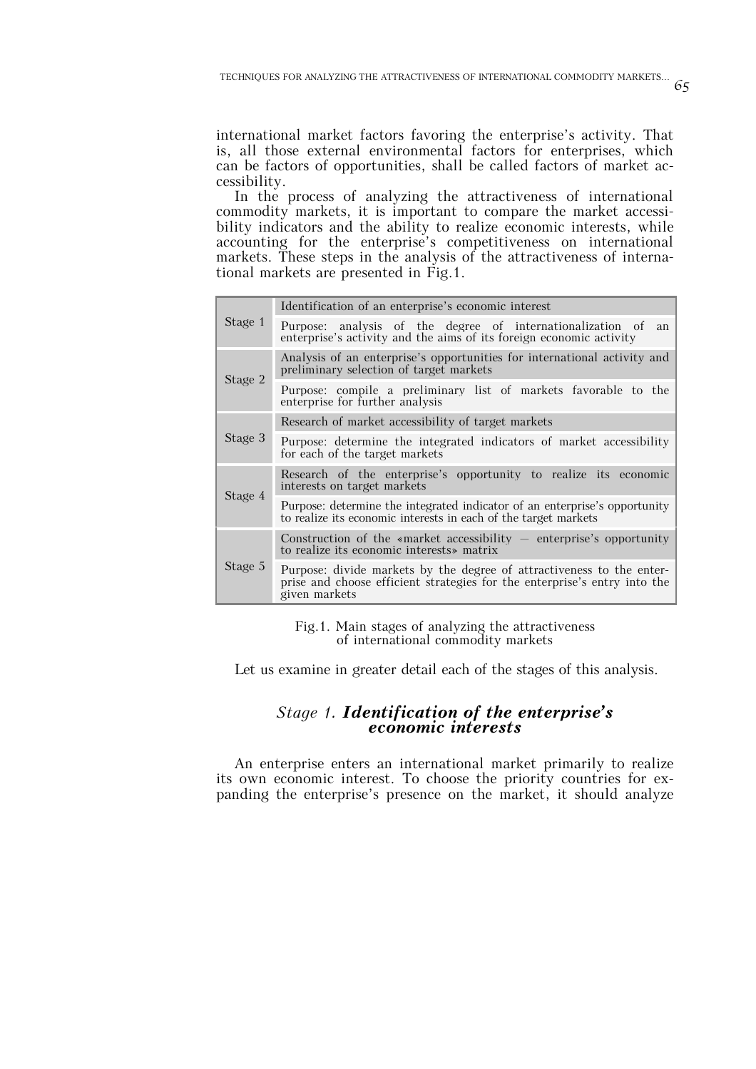international market factors favoring the enterprise's activity. That is, all those external environmental factors for enterprises, which can be factors of opportunities, shall be called factors of market accessibility.

In the process of analyzing the attractiveness of international commodity markets, it is important to compare the market accessibility indicators and the ability to realize economic interests, while accounting for the enterprise's competitiveness on international markets. These steps in the analysis of the attractiveness of international markets are presented in Fig.1.

| Stage | Description |
|---|---|
| Stage 1 | Identification of an enterprise's economic interest |
| | Purpose: analysis of the degree of internationalization of an enterprise's activity and the aims of its foreign economic activity |
| Stage 2 | Analysis of an enterprise's opportunities for international activity and preliminary selection of target markets |
| | Purpose: compile a preliminary list of markets favorable to the enterprise for further analysis |
| Stage 3 | Research of market accessibility of target markets |
| | Purpose: determine the integrated indicators of market accessibility for each of the target markets |
| Stage 4 | Research of the enterprise's opportunity to realize its economic interests on target markets |
| | Purpose: determine the integrated indicator of an enterprise's opportunity to realize its economic interests in each of the target markets |
| Stage 5 | Construction of the «market accessibility — enterprise's opportunity to realize its economic interests» matrix |
| | Purpose: divide markets by the degree of attractiveness to the enterprise and choose efficient strategies for the enterprise's entry into the given markets |

Fig.1. Main stages of analyzing the attractiveness of international commodity markets

Let us examine in greater detail each of the stages of this analysis.

### *Stage 1.* ***Identification of the enterprise's economic interests***

An enterprise enters an international market primarily to realize its own economic interest. To choose the priority countries for expanding the enterprise's presence on the market, it should analyze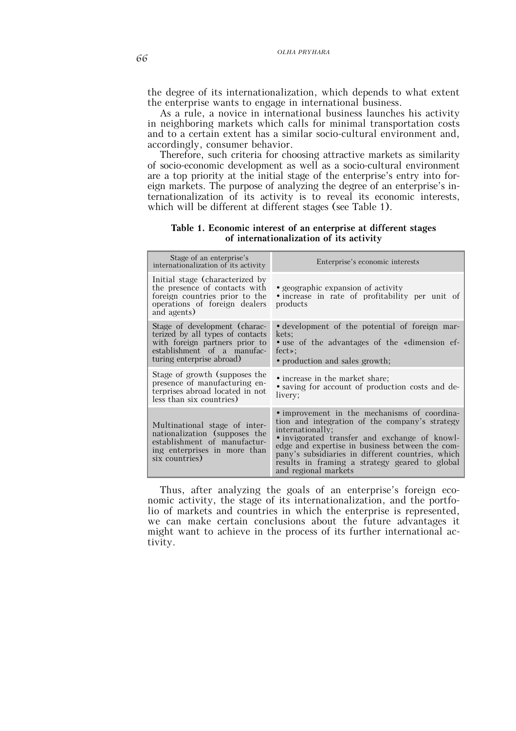the degree of its internationalization, which depends to what extent the enterprise wants to engage in international business.

As a rule, a novice in international business launches his activity in neighboring markets which calls for minimal transportation costs and to a certain extent has a similar socio-cultural environment and, accordingly, consumer behavior.

Therefore, such criteria for choosing attractive markets as similarity of socio-economic development as well as a socio-cultural environment are a top priority at the initial stage of the enterprise's entry into foreign markets. The purpose of analyzing the degree of an enterprise's internationalization of its activity is to reveal its economic interests, which will be different at different stages (see Table 1).

**Table 1. Economic interest of an enterprise at different stages of internationalization of its activity**

| Stage of an enterprise's internationalization of its activity | Enterprise's economic interests |
|---|---|
| Initial stage (characterized by the presence of contacts with foreign countries prior to the operations of foreign dealers and agents) | • geographic expansion of activity<br>• increase in rate of profitability per unit of products |
| Stage of development (characterized by all types of contacts with foreign partners prior to establishment of a manufacturing enterprise abroad) | • development of the potential of foreign markets;<br>• use of the advantages of the «dimension effect»;<br>• production and sales growth; |
| Stage of growth (supposes the presence of manufacturing enterprises abroad located in not less than six countries) | • increase in the market share;<br>• saving for account of production costs and delivery; |
| Multinational stage of internationalization (supposes the establishment of manufacturing enterprises in more than six countries) | • improvement in the mechanisms of coordination and integration of the company's strategy internationally;<br>• invigorated transfer and exchange of knowledge and expertise in business between the company's subsidiaries in different countries, which results in framing a strategy geared to global and regional markets |

Thus, after analyzing the goals of an enterprise's foreign economic activity, the stage of its internationalization, and the portfolio of markets and countries in which the enterprise is represented, we can make certain conclusions about the future advantages it might want to achieve in the process of its further international activity.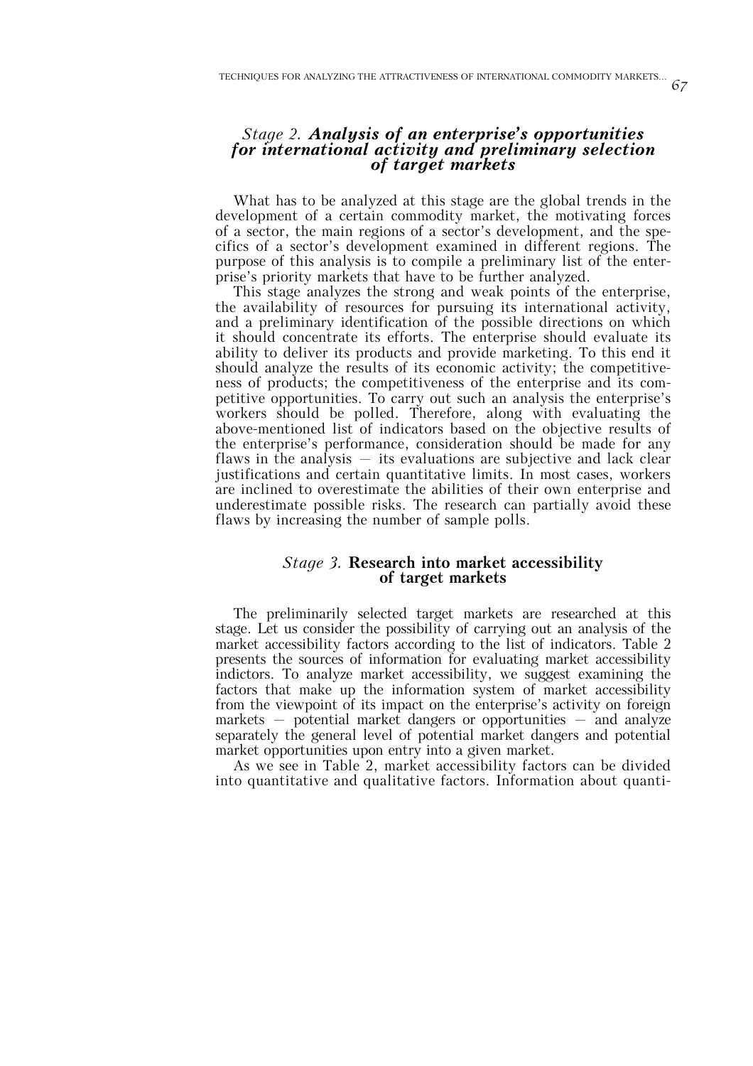## *Stage 2.* ***Analysis of an enterprise's opportunities for international activity and preliminary selection of target markets***

What has to be analyzed at this stage are the global trends in the development of a certain commodity market, the motivating forces of a sector, the main regions of a sector's development, and the specifics of a sector's development examined in different regions. The purpose of this analysis is to compile a preliminary list of the enterprise's priority markets that have to be further analyzed.

This stage analyzes the strong and weak points of the enterprise, the availability of resources for pursuing its international activity, and a preliminary identification of the possible directions on which it should concentrate its efforts. The enterprise should evaluate its ability to deliver its products and provide marketing. To this end it should analyze the results of its economic activity; the competitiveness of products; the competitiveness of the enterprise and its competitive opportunities. To carry out such an analysis the enterprise's workers should be polled. Therefore, along with evaluating the above-mentioned list of indicators based on the objective results of the enterprise's performance, consideration should be made for any flaws in the analysis — its evaluations are subjective and lack clear justifications and certain quantitative limits. In most cases, workers are inclined to overestimate the abilities of their own enterprise and underestimate possible risks. The research can partially avoid these flaws by increasing the number of sample polls.

## *Stage 3.* **Research into market accessibility of target markets**

The preliminarily selected target markets are researched at this stage. Let us consider the possibility of carrying out an analysis of the market accessibility factors according to the list of indicators. Table 2 presents the sources of information for evaluating market accessibility indictors. To analyze market accessibility, we suggest examining the factors that make up the information system of market accessibility from the viewpoint of its impact on the enterprise's activity on foreign markets — potential market dangers or opportunities — and analyze separately the general level of potential market dangers and potential market opportunities upon entry into a given market.

As we see in Table 2, market accessibility factors can be divided into quantitative and qualitative factors. Information about quanti-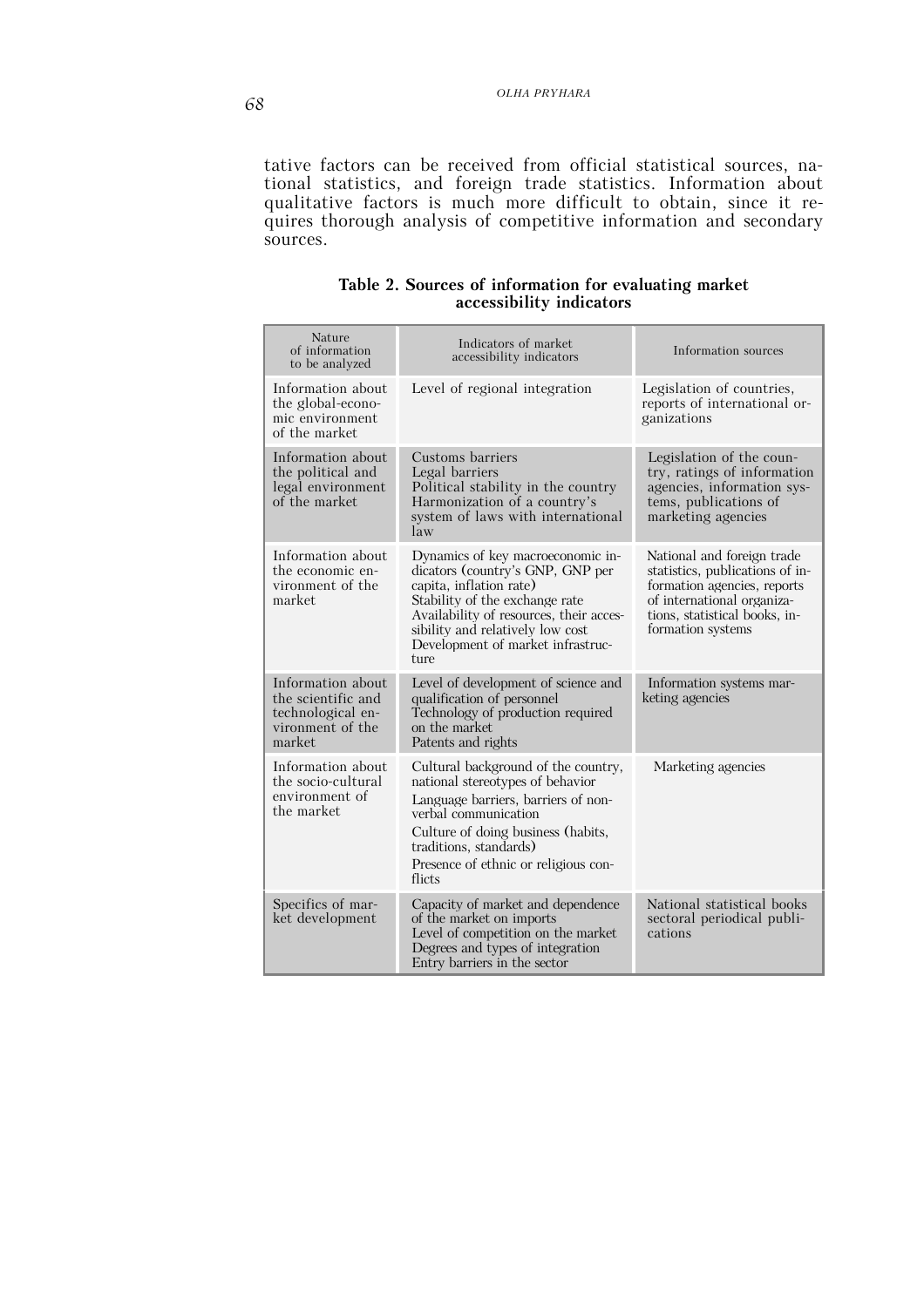tative factors can be received from official statistical sources, national statistics, and foreign trade statistics. Information about qualitative factors is much more difficult to obtain, since it requires thorough analysis of competitive information and secondary sources.

**Table 2. Sources of information for evaluating market accessibility indicators**

| Nature of information to be analyzed | Indicators of market accessibility indicators | Information sources |
|---|---|---|
| Information about the global-economic environment of the market | Level of regional integration | Legislation of countries, reports of international organizations |
| Information about the political and legal environment of the market | Customs barriers<br>Legal barriers<br>Political stability in the country<br>Harmonization of a country's system of laws with international law | Legislation of the country, ratings of information agencies, information systems, publications of marketing agencies |
| Information about the economic environment of the market | Dynamics of key macroeconomic indicators (country's GNP, GNP per capita, inflation rate)<br>Stability of the exchange rate<br>Availability of resources, their accessibility and relatively low cost<br>Development of market infrastructure | National and foreign trade statistics, publications of information agencies, reports of international organizations, statistical books, information systems |
| Information about the scientific and technological environment of the market | Level of development of science and qualification of personnel<br>Technology of production required on the market<br>Patents and rights | Information systems marketing agencies |
| Information about the socio-cultural environment of the market | Cultural background of the country, national stereotypes of behavior<br>Language barriers, barriers of non-verbal communication<br>Culture of doing business (habits, traditions, standards)<br>Presence of ethnic or religious conflicts | Marketing agencies |
| Specifics of market development | Capacity of market and dependence of the market on imports<br>Level of competition on the market<br>Degrees and types of integration<br>Entry barriers in the sector | National statistical books sectoral periodical publications |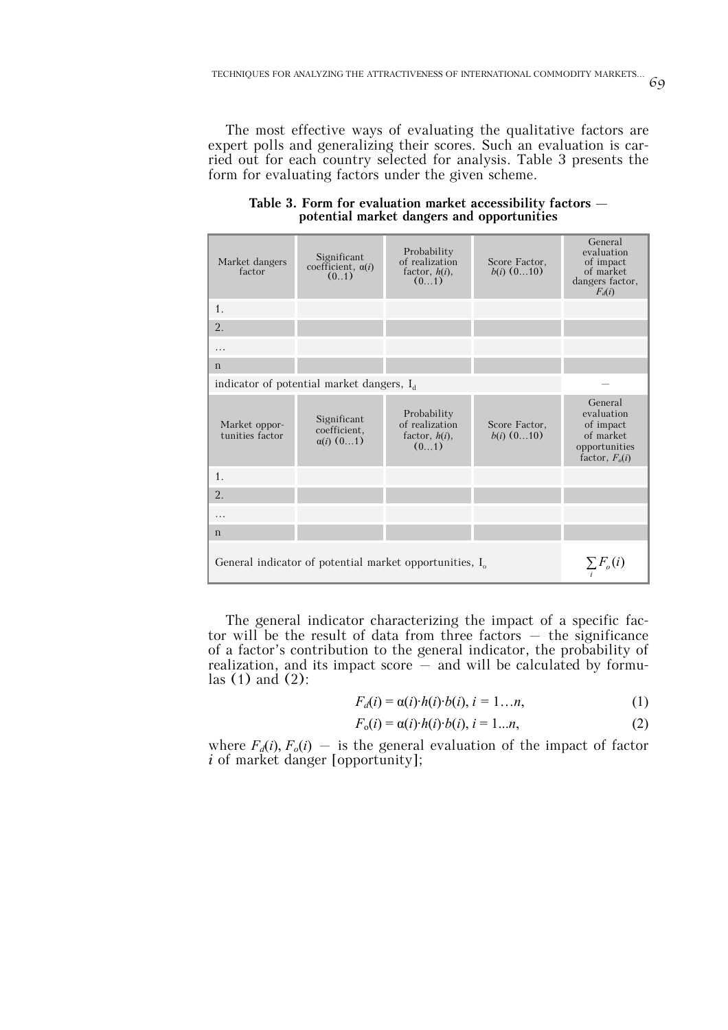The most effective ways of evaluating the qualitative factors are expert polls and generalizing their scores. Such an evaluation is carried out for each country selected for analysis. Table 3 presents the form for evaluating factors under the given scheme.

**Table 3. Form for evaluation market accessibility factors — potential market dangers and opportunities**

| Market dangers factor | Significant coefficient, $\alpha(i)$ (0..1) | Probability of realization factor, $h(i)$, (0…1) | Score Factor, $b(i)$ (0…10) | General evaluation of impact of market dangers factor, $F_d(i)$ |
|---|---|---|---|---|
| 1. | | | | |
| 2. | | | | |
| … | | | | |
| n | | | | |
| indicator of potential market dangers, $I_d$ | | | | — |
| Market opportunities factor | Significant coefficient, $\alpha(i)$ (0…1) | Probability of realization factor, $h(i)$, (0…1) | Score Factor, $b(i)$ (0…10) | General evaluation of impact of market opportunities factor, $F_o(i)$ |
| 1. | | | | |
| 2. | | | | |
| … | | | | |
| n | | | | |
| General indicator of potential market opportunities, $I_o$ | | | | $\sum_i F_o(i)$ |

The general indicator characterizing the impact of a specific factor will be the result of data from three factors — the significance of a factor's contribution to the general indicator, the probability of realization, and its impact score — and will be calculated by formulas (1) and (2):

$$F_d(i) = \alpha(i) \cdot h(i) \cdot b(i),\ i = 1 \ldots n, \quad (1)$$

$$F_o(i) = \alpha(i) \cdot h(i) \cdot b(i),\ i = 1 \ldots n, \quad (2)$$

where $F_d(i)$, $F_o(i)$ — is the general evaluation of the impact of factor $i$ of market danger [opportunity];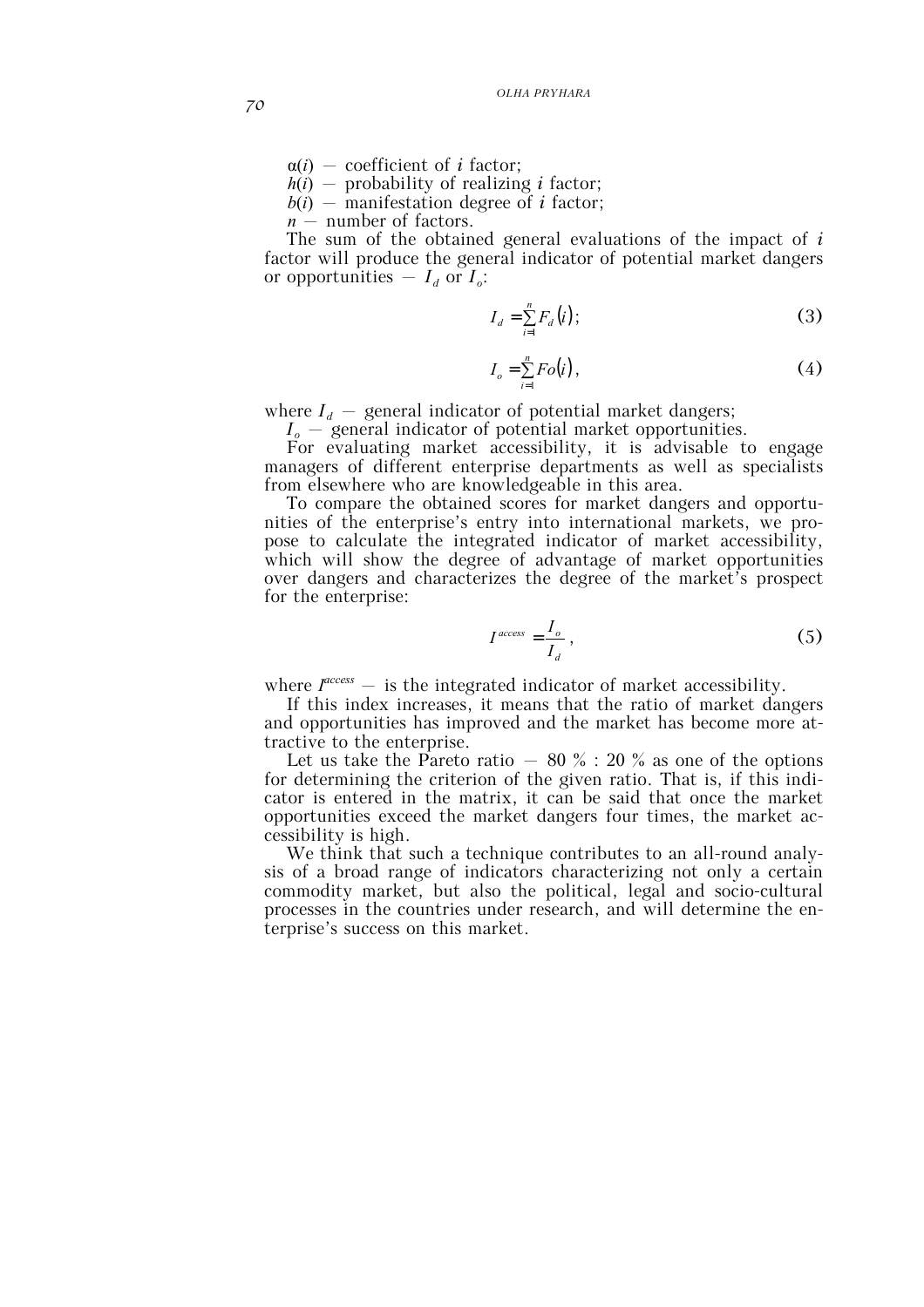$\alpha(i)$ — coefficient of $i$ factor;

$h(i)$ — probability of realizing $i$ factor;

$b(i)$ — manifestation degree of $i$ factor;

$n$ — number of factors.

The sum of the obtained general evaluations of the impact of $i$ factor will produce the general indicator of potential market dangers or opportunities — $I_d$ or $I_o$:

$$I_d = \sum_{i=1}^{n} F_d(i); \tag{3}$$

$$I_o = \sum_{i=1}^{n} Fo(i), \tag{4}$$

where $I_d$ — general indicator of potential market dangers;

$I_o$ — general indicator of potential market opportunities.

For evaluating market accessibility, it is advisable to engage managers of different enterprise departments as well as specialists from elsewhere who are knowledgeable in this area.

To compare the obtained scores for market dangers and opportunities of the enterprise's entry into international markets, we propose to calculate the integrated indicator of market accessibility, which will show the degree of advantage of market opportunities over dangers and characterizes the degree of the market's prospect for the enterprise:

$$I^{access} = \frac{I_o}{I_d}, \tag{5}$$

where $I^{access}$ — is the integrated indicator of market accessibility.

If this index increases, it means that the ratio of market dangers and opportunities has improved and the market has become more attractive to the enterprise.

Let us take the Pareto ratio — 80 % : 20 % as one of the options for determining the criterion of the given ratio. That is, if this indicator is entered in the matrix, it can be said that once the market opportunities exceed the market dangers four times, the market accessibility is high.

We think that such a technique contributes to an all-round analysis of a broad range of indicators characterizing not only a certain commodity market, but also the political, legal and socio-cultural processes in the countries under research, and will determine the enterprise's success on this market.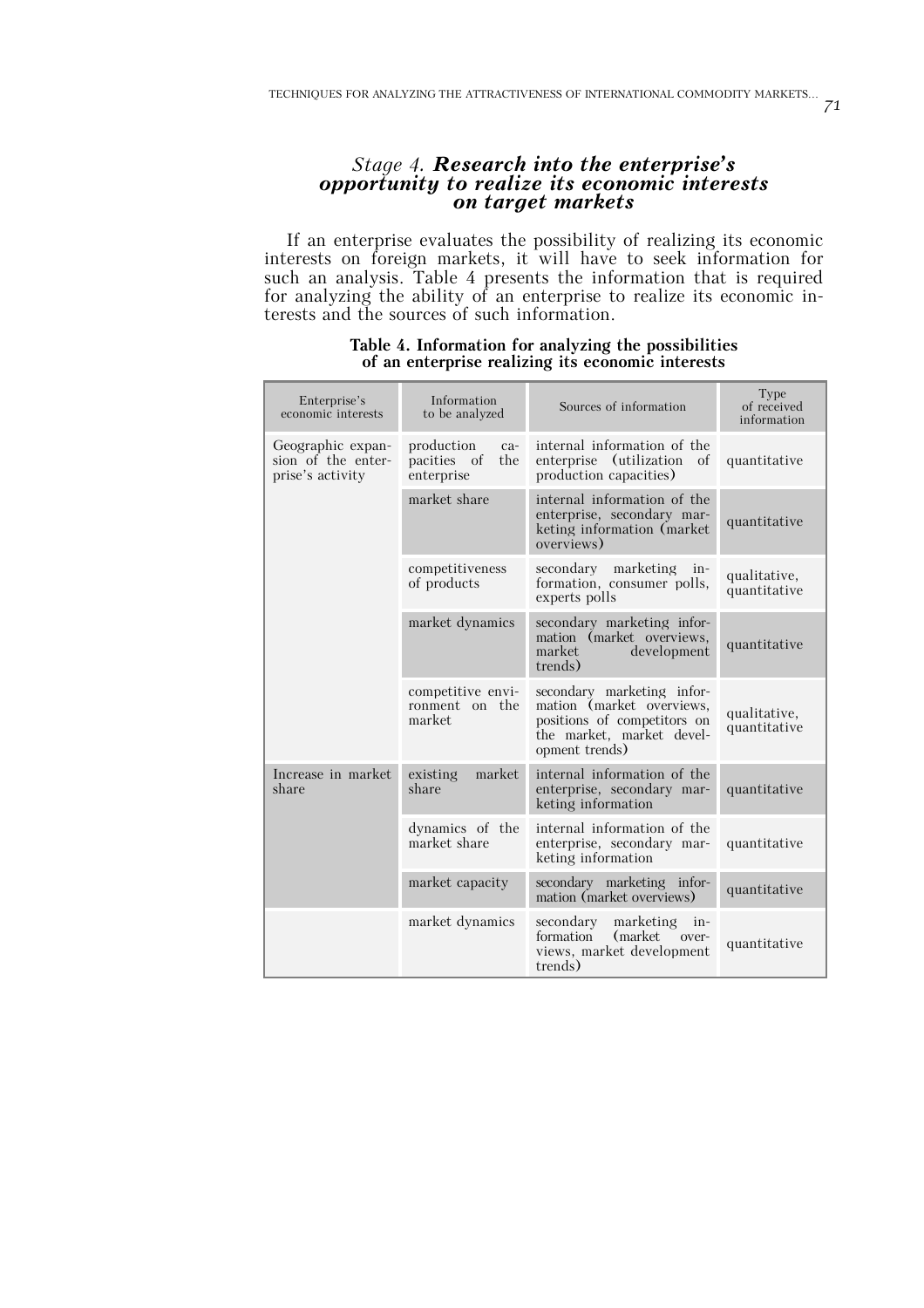### *Stage 4.* ***Research into the enterprise's opportunity to realize its economic interests on target markets***

If an enterprise evaluates the possibility of realizing its economic interests on foreign markets, it will have to seek information for such an analysis. Table 4 presents the information that is required for analyzing the ability of an enterprise to realize its economic interests and the sources of such information.

**Table 4. Information for analyzing the possibilities of an enterprise realizing its economic interests**

| Enterprise's economic interests | Information to be analyzed | Sources of information | Type of received information |
|---|---|---|---|
| Geographic expansion of the enterprise's activity | production capacities of the enterprise | internal information of the enterprise (utilization of production capacities) | quantitative |
| | market share | internal information of the enterprise, secondary marketing information (market overviews) | quantitative |
| | competitiveness of products | secondary marketing information, consumer polls, experts polls | qualitative, quantitative |
| | market dynamics | secondary marketing information (market overviews, market development trends) | quantitative |
| | competitive environment on the market | secondary marketing information (market overviews, positions of competitors on the market, market development trends) | qualitative, quantitative |
| Increase in market share | existing market share | internal information of the enterprise, secondary marketing information | quantitative |
| | dynamics of the market share | internal information of the enterprise, secondary marketing information | quantitative |
| | market capacity | secondary marketing information (market overviews) | quantitative |
| | market dynamics | secondary marketing information (market overviews, market development trends) | quantitative |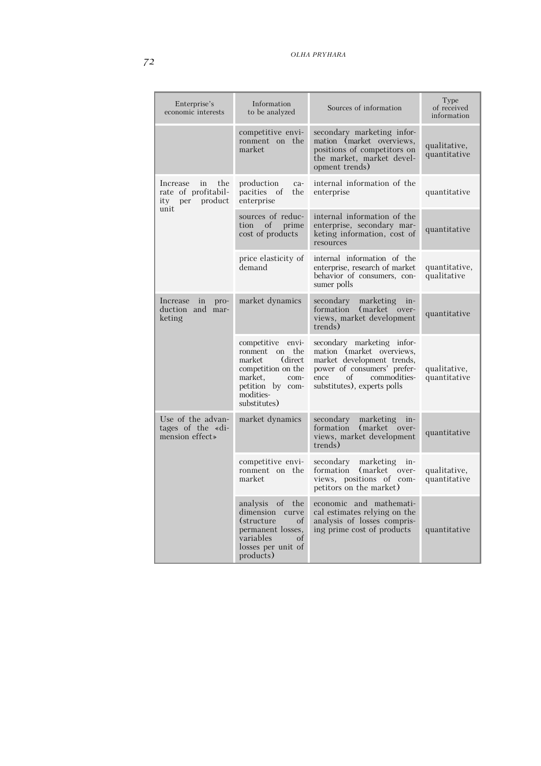| Enterprise's economic interests | Information to be analyzed | Sources of information | Type of received information |
|---|---|---|---|
| | competitive environment on the market | secondary marketing information (market overviews, positions of competitors on the market, market development trends) | qualitative, quantitative |
| Increase in the rate of profitability per product unit | production capacities of the enterprise | internal information of the enterprise | quantitative |
| | sources of reduction of prime cost of products | internal information of the enterprise, secondary marketing information, cost of resources | quantitative |
| | price elasticity of demand | internal information of the enterprise, research of market behavior of consumers, consumer polls | quantitative, qualitative |
| Increase in production and marketing | market dynamics | secondary marketing information (market overviews, market development trends) | quantitative |
| | competitive environment on the market (direct competition on the market, competition by commodities-substitutes) | secondary marketing information (market overviews, market development trends, power of consumers' preference of commodities-substitutes), experts polls | qualitative, quantitative |
| Use of the advantages of the «dimension effect» | market dynamics | secondary marketing information (market overviews, market development trends) | quantitative |
| | competitive environment on the market | secondary marketing information (market overviews, positions of competitors on the market) | qualitative, quantitative |
| | analysis of the dimension curve (structure of permanent losses, variables of losses per unit of products) | economic and mathematical estimates relying on the analysis of losses comprising prime cost of products | quantitative |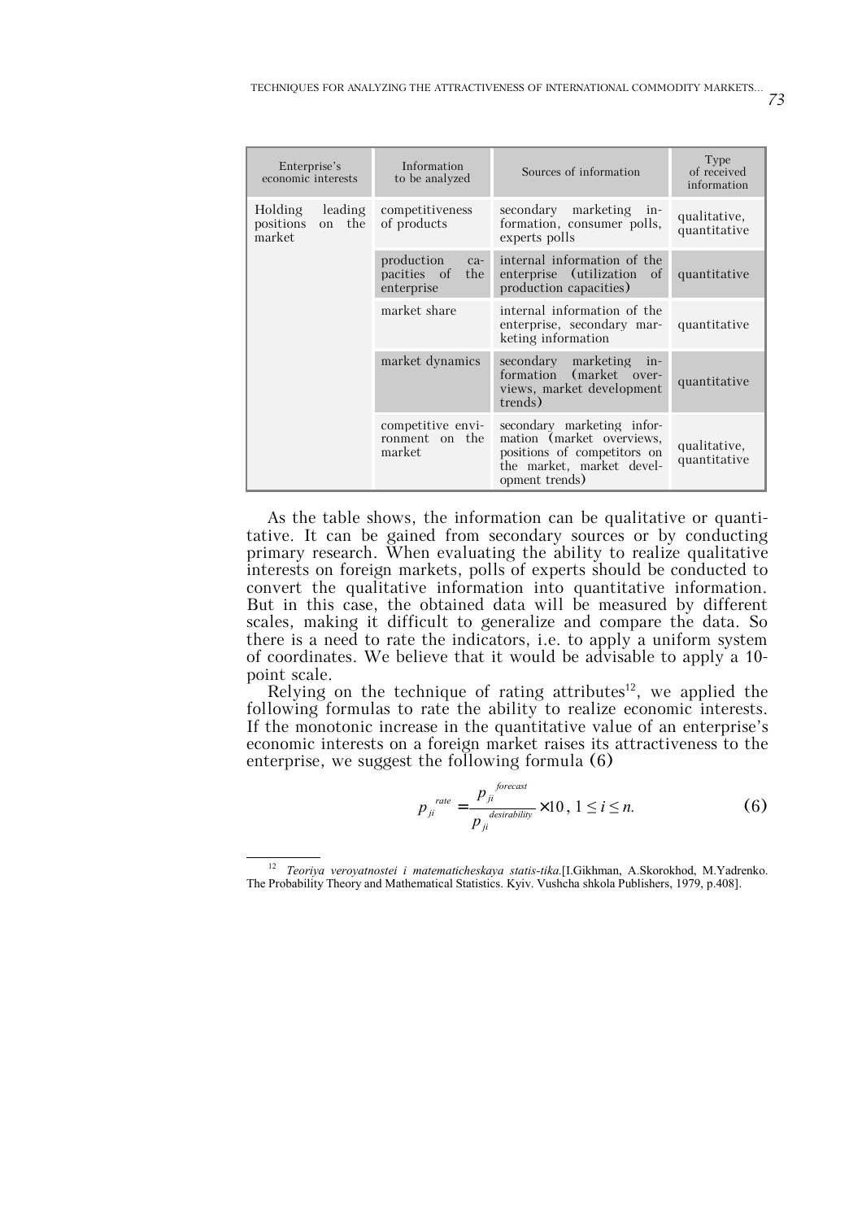| Enterprise's economic interests | Information to be analyzed | Sources of information | Type of received information |
|---|---|---|---|
| Holding leading positions on the market | competitiveness of products | secondary marketing information, consumer polls, experts polls | qualitative, quantitative |
| | production capacities of the enterprise | internal information of the enterprise (utilization of production capacities) | quantitative |
| | market share | internal information of the enterprise, secondary marketing information | quantitative |
| | market dynamics | secondary marketing information (market overviews, market development trends) | quantitative |
| | competitive environment on the market | secondary marketing information (market overviews, positions of competitors on the market, market development trends) | qualitative, quantitative |

As the table shows, the information can be qualitative or quantitative. It can be gained from secondary sources or by conducting primary research. When evaluating the ability to realize qualitative interests on foreign markets, polls of experts should be conducted to convert the qualitative information into quantitative information. But in this case, the obtained data will be measured by different scales, making it difficult to generalize and compare the data. So there is a need to rate the indicators, i.e. to apply a uniform system of coordinates. We believe that it would be advisable to apply a 10-point scale.

Relying on the technique of rating attributes[12], we applied the following formulas to rate the ability to realize economic interests. If the monotonic increase in the quantitative value of an enterprise's economic interests on a foreign market raises its attractiveness to the enterprise, we suggest the following formula (6)

$$p_{ji}^{rate} = \frac{p_{ji}^{forecast}}{p_{ji}^{desirability}} \times 10, \ 1 \leq i \leq n. \tag{6}$$

---

[12] *Teoriya veroyatnostei i matematicheskaya statis-tika.*[I.Gikhman, A.Skorokhod, M.Yadrenko. The Probability Theory and Mathematical Statistics. Kyiv. Vushcha shkola Publishers, 1979, p.408].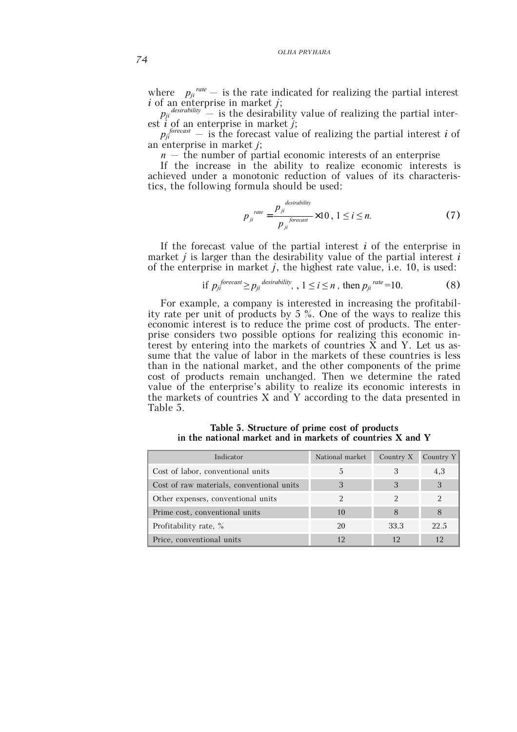where $p_{ji}^{rate}$ — is the rate indicated for realizing the partial interest *i* of an enterprise in market *j*;

$p_{ji}^{desirability}$ — is the desirability value of realizing the partial interest *i* of an enterprise in market *j*;

$p_{ji}^{forecast}$ — is the forecast value of realizing the partial interest *i* of an enterprise in market *j*;

$n$ — the number of partial economic interests of an enterprise

If the increase in the ability to realize economic interests is achieved under a monotonic reduction of values of its characteristics, the following formula should be used:

$$p_{ji}^{rate} = \frac{p_{ji}^{desirability}}{p_{ji}^{forecast}} \times 10,\ 1 \le i \le n. \tag{7}$$

If the forecast value of the partial interest *i* of the enterprise in market *j* is larger than the desirability value of the partial interest *i* of the enterprise in market *j*, the highest rate value, i.e. 10, is used:

$$\text{if } p_{ji}^{forecast} \ge p_{ji}^{desirability},\ ,\ 1 \le i \le n,\ \text{then } p_{ji}^{rate} = 10. \tag{8}$$

For example, a company is interested in increasing the profitability rate per unit of products by 5 %. One of the ways to realize this economic interest is to reduce the prime cost of products. The enterprise considers two possible options for realizing this economic interest by entering into the markets of countries X and Y. Let us assume that the value of labor in the markets of these countries is less than in the national market, and the other components of the prime cost of products remain unchanged. Then we determine the rated value of the enterprise's ability to realize its economic interests in the markets of countries X and Y according to the data presented in Table 5.

**Table 5. Structure of prime cost of products in the national market and in markets of countries X and Y**

| Indicator | National market | Country X | Country Y |
|---|---|---|---|
| Cost of labor, conventional units | 5 | 3 | 4,3 |
| Cost of raw materials, conventional units | 3 | 3 | 3 |
| Other expenses, conventional units | 2 | 2 | 2 |
| Prime cost, conventional units | 10 | 8 | 8 |
| Profitability rate, % | 20 | 33.3 | 22.5 |
| Price, conventional units | 12 | 12 | 12 |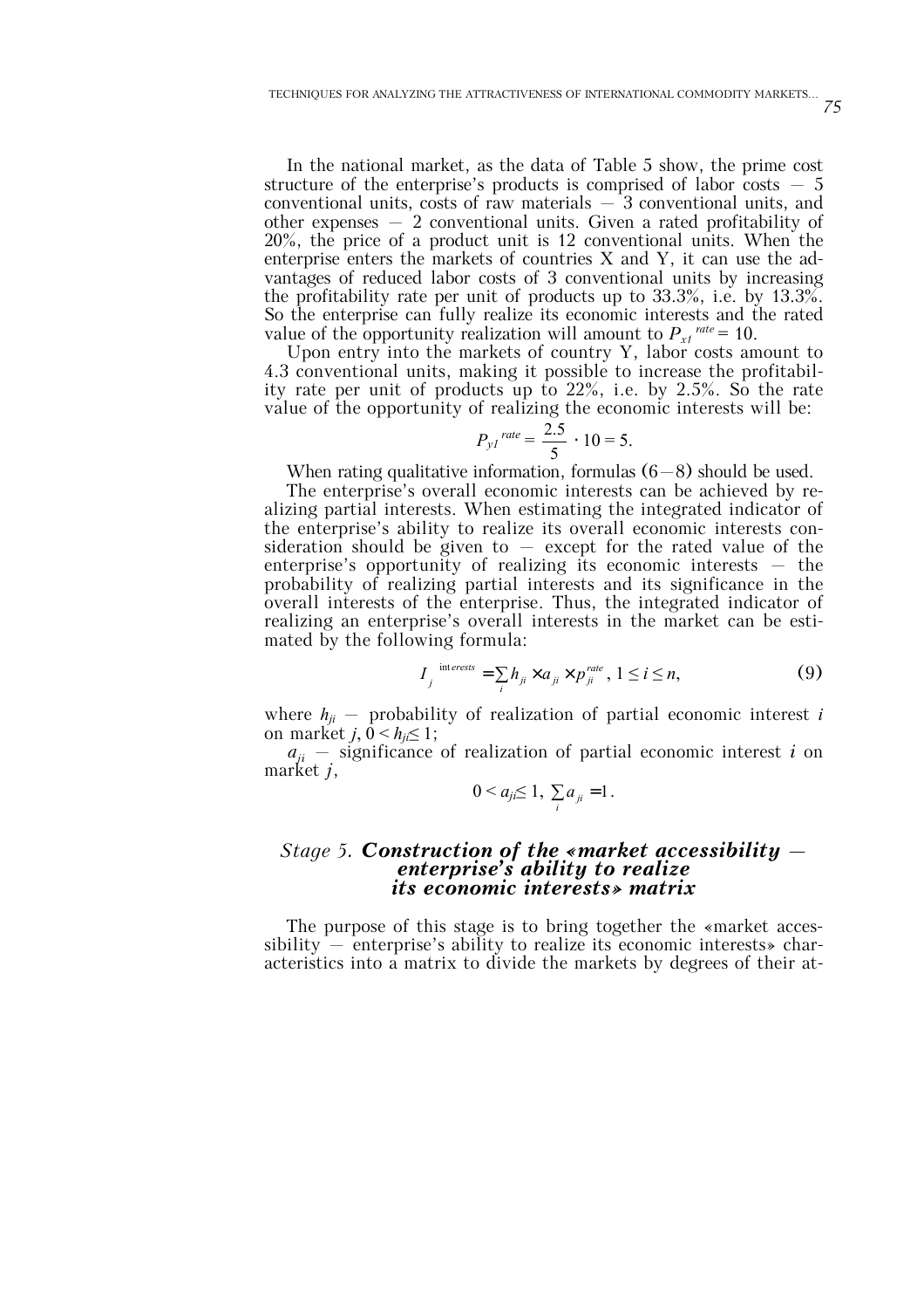In the national market, as the data of Table 5 show, the prime cost structure of the enterprise's products is comprised of labor costs — 5 conventional units, costs of raw materials — 3 conventional units, and other expenses — 2 conventional units. Given a rated profitability of 20%, the price of a product unit is 12 conventional units. When the enterprise enters the markets of countries X and Y, it can use the advantages of reduced labor costs of 3 conventional units by increasing the profitability rate per unit of products up to 33.3%, i.e. by 13.3%. So the enterprise can fully realize its economic interests and the rated value of the opportunity realization will amount to $P_{x1}^{\ rate} = 10$.

Upon entry into the markets of country Y, labor costs amount to 4.3 conventional units, making it possible to increase the profitability rate per unit of products up to 22%, i.e. by 2.5%. So the rate value of the opportunity of realizing the economic interests will be:

$$P_{yI}^{\ rate} = \frac{2.5}{5} \cdot 10 = 5.$$

When rating qualitative information, formulas (6—8) should be used.

The enterprise's overall economic interests can be achieved by realizing partial interests. When estimating the integrated indicator of the enterprise's ability to realize its overall economic interests consideration should be given to — except for the rated value of the enterprise's opportunity of realizing its economic interests — the probability of realizing partial interests and its significance in the overall interests of the enterprise. Thus, the integrated indicator of realizing an enterprise's overall interests in the market can be estimated by the following formula:

$$I_j^{\ interests} = \sum_i h_{ji} \times a_{ji} \times p_{ji}^{rate}, \ 1 \leq i \leq n, \tag{9}$$

where $h_{ji}$ — probability of realization of partial economic interest $i$ on market $j$, $0 < h_{ji} \leq 1$;

$a_{ji}$ — significance of realization of partial economic interest $i$ on market $j$,

$$0 < a_{ji} \leq 1, \ \sum_i a_{ji} = 1.$$

### *Stage 5.* ***Construction of the «market accessibility — enterprise's ability to realize its economic interests» matrix***

The purpose of this stage is to bring together the «market accessibility — enterprise's ability to realize its economic interests» characteristics into a matrix to divide the markets by degrees of their at-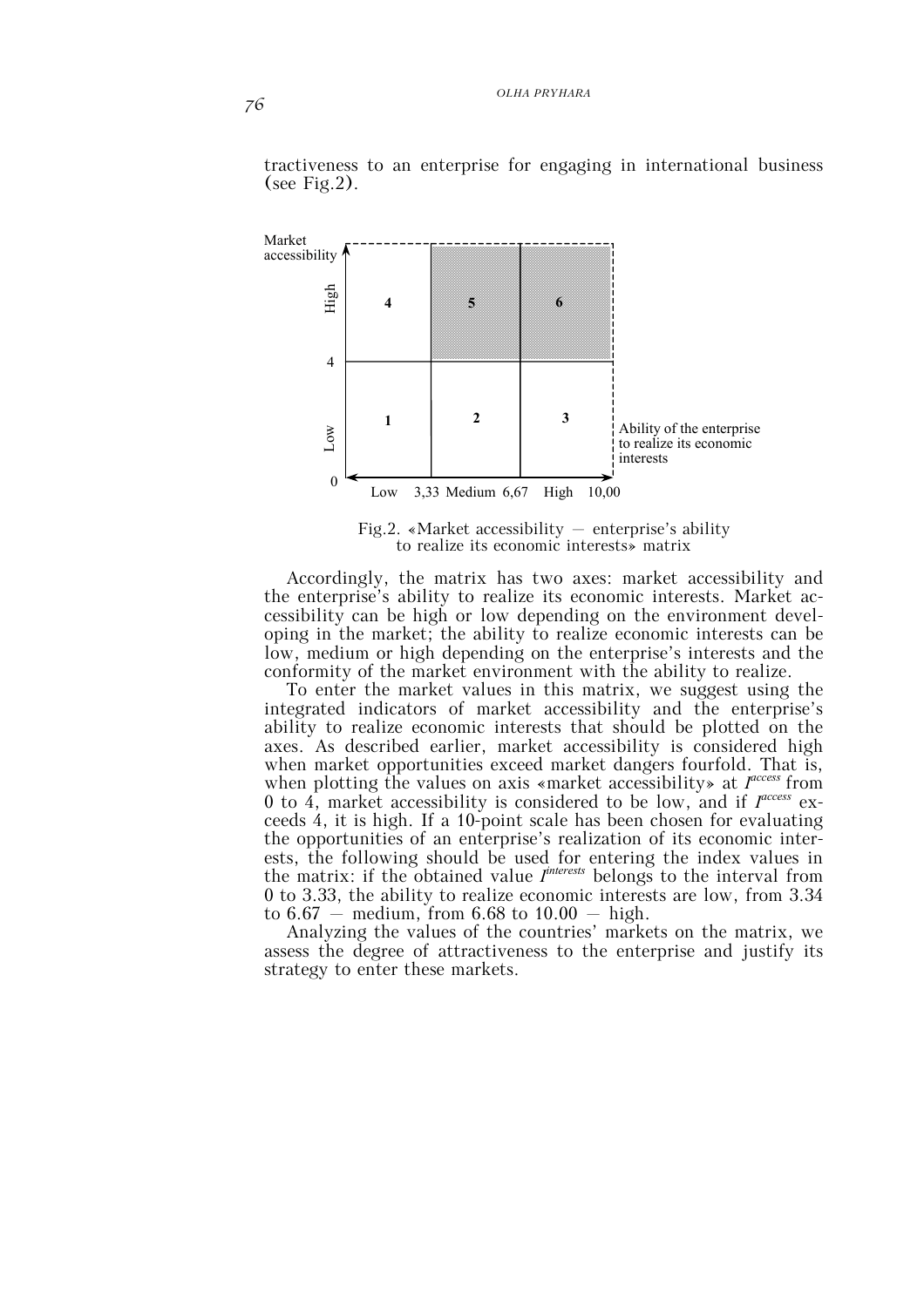tractiveness to an enterprise for engaging in international business (see Fig.2).

| Market accessibility | | | |
|---|---|---|---|
| High | 4 | 5 | 6 |
| 4 | | | |
| Low | 1 | 2 | 3 |
| 0 | Low | 3,33 Medium 6,67 | High 10,00 |

Ability of the enterprise to realize its economic interests

Fig.2. «Market accessibility — enterprise's ability to realize its economic interests» matrix

Accordingly, the matrix has two axes: market accessibility and the enterprise's ability to realize its economic interests. Market accessibility can be high or low depending on the environment developing in the market; the ability to realize economic interests can be low, medium or high depending on the enterprise's interests and the conformity of the market environment with the ability to realize.

To enter the market values in this matrix, we suggest using the integrated indicators of market accessibility and the enterprise's ability to realize economic interests that should be plotted on the axes. As described earlier, market accessibility is considered high when market opportunities exceed market dangers fourfold. That is, when plotting the values on axis «market accessibility» at $I^{access}$ from 0 to 4, market accessibility is considered to be low, and if $I^{access}$ exceeds 4, it is high. If a 10-point scale has been chosen for evaluating the opportunities of an enterprise's realization of its economic interests, the following should be used for entering the index values in the matrix: if the obtained value $I^{interests}$ belongs to the interval from 0 to 3.33, the ability to realize economic interests are low, from 3.34 to 6.67 — medium, from 6.68 to 10.00 — high.

Analyzing the values of the countries' markets on the matrix, we assess the degree of attractiveness to the enterprise and justify its strategy to enter these markets.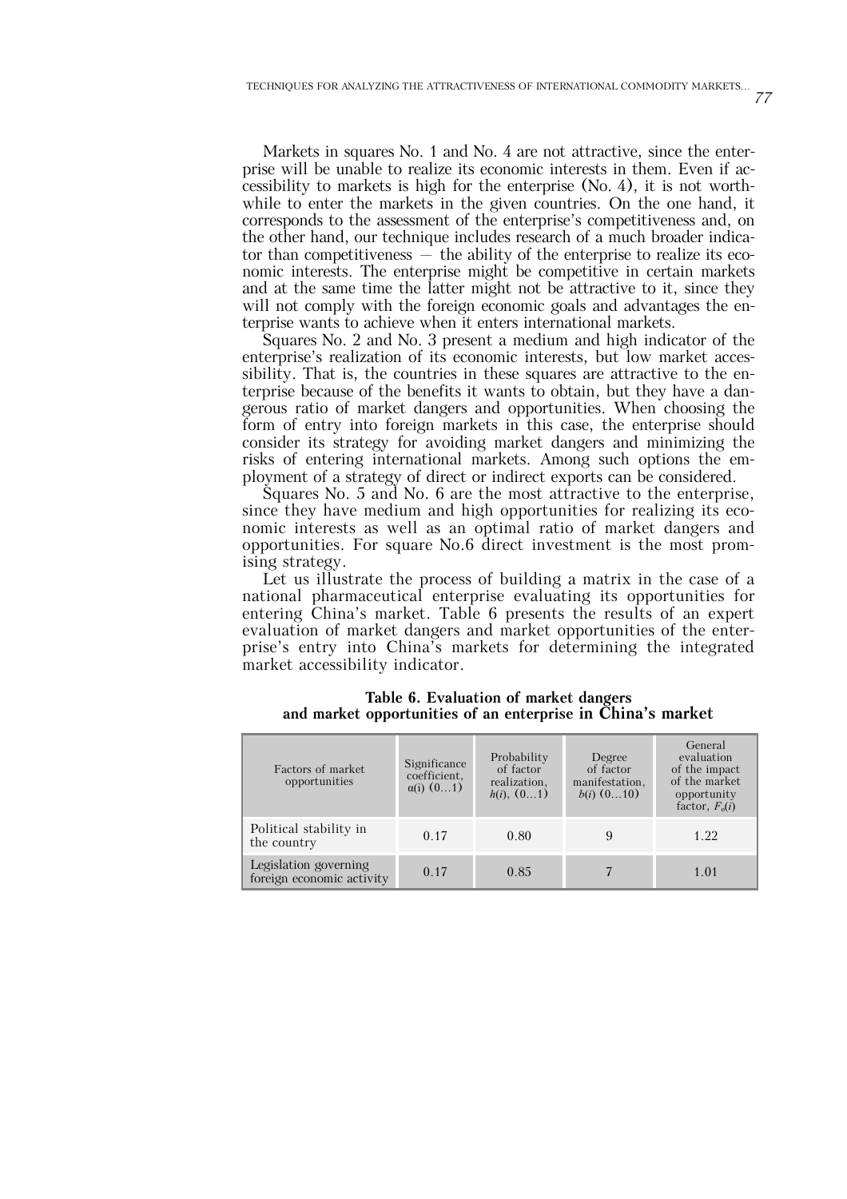Markets in squares No. 1 and No. 4 are not attractive, since the enterprise will be unable to realize its economic interests in them. Even if accessibility to markets is high for the enterprise (No. 4), it is not worthwhile to enter the markets in the given countries. On the one hand, it corresponds to the assessment of the enterprise's competitiveness and, on the other hand, our technique includes research of a much broader indicator than competitiveness — the ability of the enterprise to realize its economic interests. The enterprise might be competitive in certain markets and at the same time the latter might not be attractive to it, since they will not comply with the foreign economic goals and advantages the enterprise wants to achieve when it enters international markets.

Squares No. 2 and No. 3 present a medium and high indicator of the enterprise's realization of its economic interests, but low market accessibility. That is, the countries in these squares are attractive to the enterprise because of the benefits it wants to obtain, but they have a dangerous ratio of market dangers and opportunities. When choosing the form of entry into foreign markets in this case, the enterprise should consider its strategy for avoiding market dangers and minimizing the risks of entering international markets. Among such options the employment of a strategy of direct or indirect exports can be considered.

Squares No. 5 and No. 6 are the most attractive to the enterprise, since they have medium and high opportunities for realizing its economic interests as well as an optimal ratio of market dangers and opportunities. For square No.6 direct investment is the most promising strategy.

Let us illustrate the process of building a matrix in the case of a national pharmaceutical enterprise evaluating its opportunities for entering China's market. Table 6 presents the results of an expert evaluation of market dangers and market opportunities of the enterprise's entry into China's markets for determining the integrated market accessibility indicator.

**Table 6. Evaluation of market dangers and market opportunities of an enterprise in China's market**

| Factors of market opportunities | Significance coefficient, $\alpha(i)$ (0…1) | Probability of factor realization, $h(i)$, (0…1) | Degree of factor manifestation, $b(i)$ (0…10) | General evaluation of the impact of the market opportunity factor, $F_o(i)$ |
|---|---|---|---|---|
| Political stability in the country | 0.17 | 0.80 | 9 | 1.22 |
| Legislation governing foreign economic activity | 0.17 | 0.85 | 7 | 1.01 |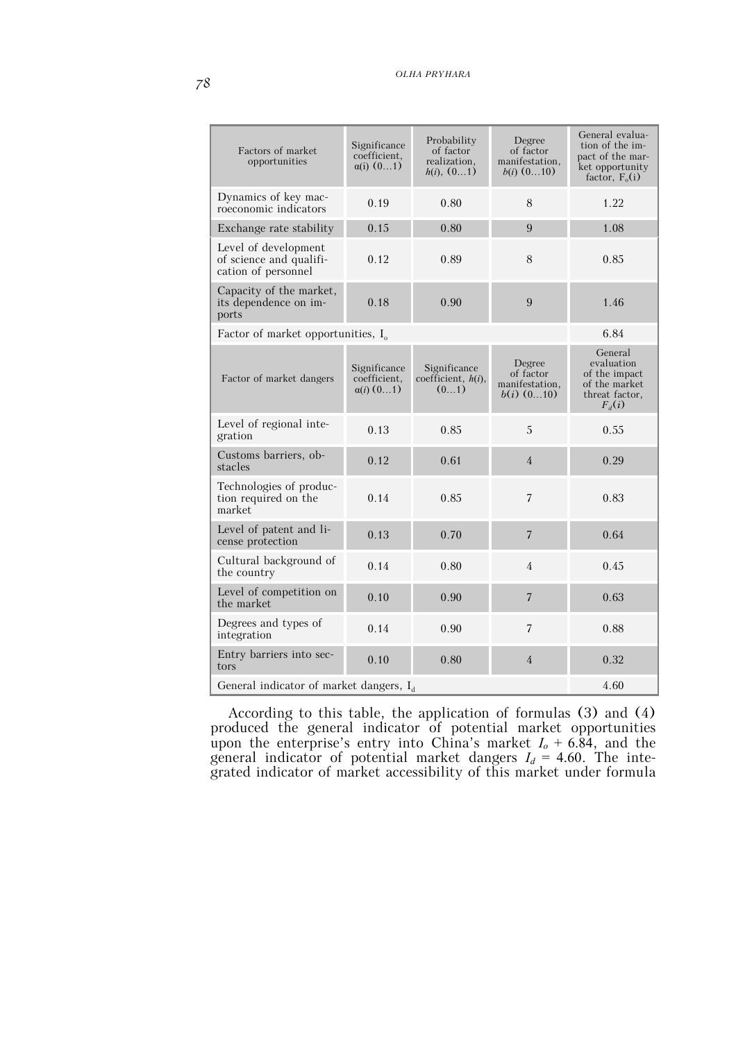| Factors of market opportunities | Significance coefficient, $\alpha(i)$ (0…1) | Probability of factor realization, $h(i)$, (0…1) | Degree of factor manifestation, $b(i)$ (0…10) | General evaluation of the impact of the market opportunity factor, $F_o(i)$ |
|---|---|---|---|---|
| Dynamics of key macroeconomic indicators | 0.19 | 0.80 | 8 | 1.22 |
| Exchange rate stability | 0.15 | 0.80 | 9 | 1.08 |
| Level of development of science and qualification of personnel | 0.12 | 0.89 | 8 | 0.85 |
| Capacity of the market, its dependence on imports | 0.18 | 0.90 | 9 | 1.46 |
| Factor of market opportunities, $I_o$ | | | | 6.84 |
| Factor of market dangers | Significance coefficient, $\alpha(i)$ (0…1) | Significance coefficient, $h(i)$, (0…1) | Degree of factor manifestation, $b(i)$ (0…10) | General evaluation of the impact of the market threat factor, $F_d(i)$ |
| Level of regional integration | 0.13 | 0.85 | 5 | 0.55 |
| Customs barriers, obstacles | 0.12 | 0.61 | 4 | 0.29 |
| Technologies of production required on the market | 0.14 | 0.85 | 7 | 0.83 |
| Level of patent and license protection | 0.13 | 0.70 | 7 | 0.64 |
| Cultural background of the country | 0.14 | 0.80 | 4 | 0.45 |
| Level of competition on the market | 0.10 | 0.90 | 7 | 0.63 |
| Degrees and types of integration | 0.14 | 0.90 | 7 | 0.88 |
| Entry barriers into sectors | 0.10 | 0.80 | 4 | 0.32 |
| General indicator of market dangers, $I_d$ | | | | 4.60 |

According to this table, the application of formulas (3) and (4) produced the general indicator of potential market opportunities upon the enterprise's entry into China's market $I_o$ + 6.84, and the general indicator of potential market dangers $I_d$ = 4.60. The integrated indicator of market accessibility of this market under formula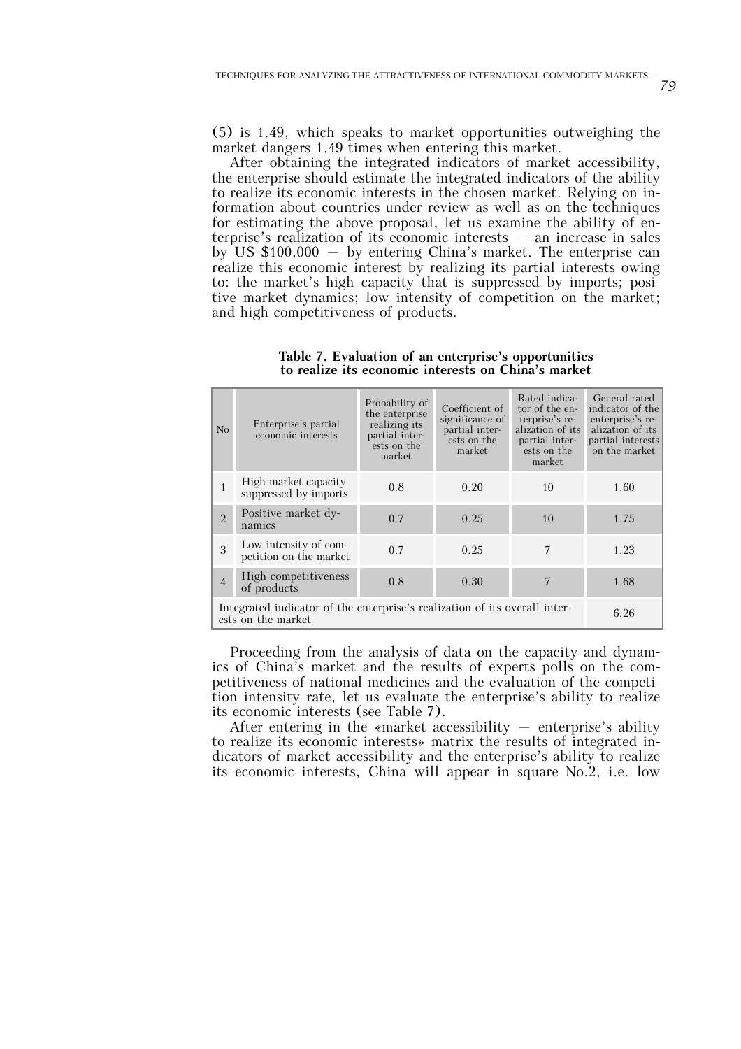(5) is 1.49, which speaks to market opportunities outweighing the market dangers 1.49 times when entering this market.

After obtaining the integrated indicators of market accessibility, the enterprise should estimate the integrated indicators of the ability to realize its economic interests in the chosen market. Relying on information about countries under review as well as on the techniques for estimating the above proposal, let us examine the ability of enterprise's realization of its economic interests — an increase in sales by US $100,000 — by entering China's market. The enterprise can realize this economic interest by realizing its partial interests owing to: the market's high capacity that is suppressed by imports; positive market dynamics; low intensity of competition on the market; and high competitiveness of products.

**Table 7. Evaluation of an enterprise's opportunities to realize its economic interests on China's market**

| No | Enterprise's partial economic interests | Probability of the enterprise realizing its partial interests on the market | Coefficient of significance of partial interests on the market | Rated indicator of the enterprise's realization of its partial interests on the market | General rated indicator of the enterprise's realization of its partial interests on the market |
|---|---|---|---|---|---|
| 1 | High market capacity suppressed by imports | 0.8 | 0.20 | 10 | 1.60 |
| 2 | Positive market dynamics | 0.7 | 0.25 | 10 | 1.75 |
| 3 | Low intensity of competition on the market | 0.7 | 0.25 | 7 | 1.23 |
| 4 | High competitiveness of products | 0.8 | 0.30 | 7 | 1.68 |
| Integrated indicator of the enterprise's realization of its overall interests on the market | | | | | 6.26 |

Proceeding from the analysis of data on the capacity and dynamics of China's market and the results of experts polls on the competitiveness of national medicines and the evaluation of the competition intensity rate, let us evaluate the enterprise's ability to realize its economic interests (see Table 7).

After entering in the «market accessibility — enterprise's ability to realize its economic interests» matrix the results of integrated indicators of market accessibility and the enterprise's ability to realize its economic interests, China will appear in square No.2, i.e. low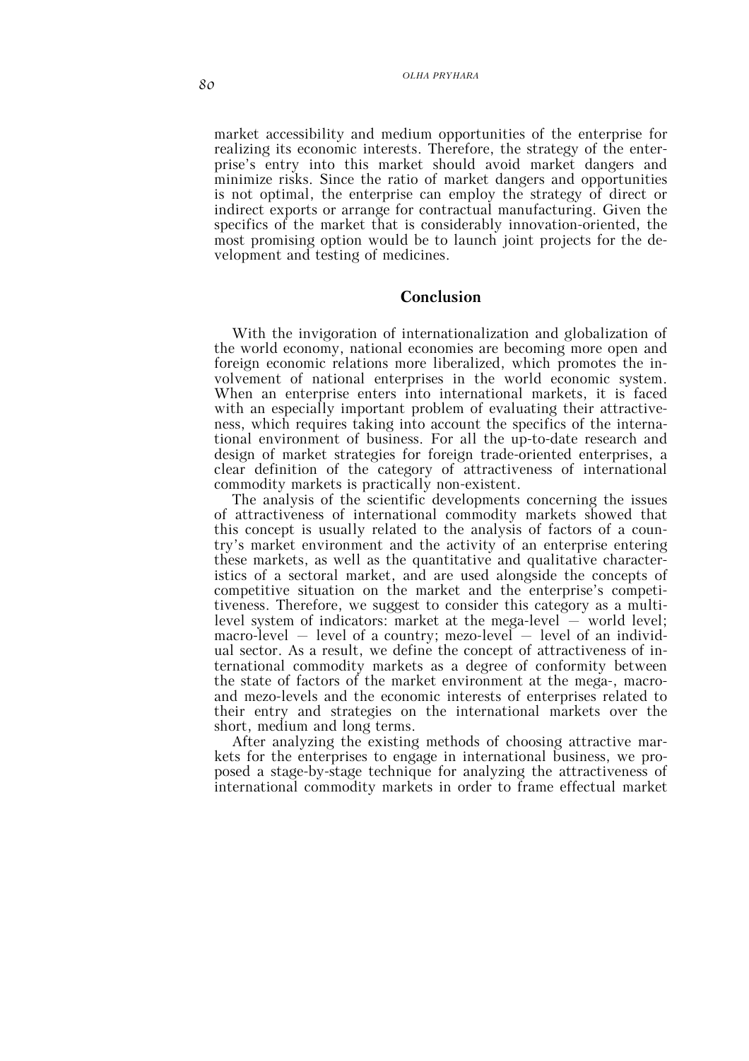market accessibility and medium opportunities of the enterprise for realizing its economic interests. Therefore, the strategy of the enterprise's entry into this market should avoid market dangers and minimize risks. Since the ratio of market dangers and opportunities is not optimal, the enterprise can employ the strategy of direct or indirect exports or arrange for contractual manufacturing. Given the specifics of the market that is considerably innovation-oriented, the most promising option would be to launch joint projects for the development and testing of medicines.

## Conclusion

With the invigoration of internationalization and globalization of the world economy, national economies are becoming more open and foreign economic relations more liberalized, which promotes the involvement of national enterprises in the world economic system. When an enterprise enters into international markets, it is faced with an especially important problem of evaluating their attractiveness, which requires taking into account the specifics of the international environment of business. For all the up-to-date research and design of market strategies for foreign trade-oriented enterprises, a clear definition of the category of attractiveness of international commodity markets is practically non-existent.

The analysis of the scientific developments concerning the issues of attractiveness of international commodity markets showed that this concept is usually related to the analysis of factors of a country's market environment and the activity of an enterprise entering these markets, as well as the quantitative and qualitative characteristics of a sectoral market, and are used alongside the concepts of competitive situation on the market and the enterprise's competitiveness. Therefore, we suggest to consider this category as a multilevel system of indicators: market at the mega-level — world level; macro-level — level of a country; mezo-level — level of an individual sector. As a result, we define the concept of attractiveness of international commodity markets as a degree of conformity between the state of factors of the market environment at the mega-, macro- and mezo-levels and the economic interests of enterprises related to their entry and strategies on the international markets over the short, medium and long terms.

After analyzing the existing methods of choosing attractive markets for the enterprises to engage in international business, we proposed a stage-by-stage technique for analyzing the attractiveness of international commodity markets in order to frame effectual market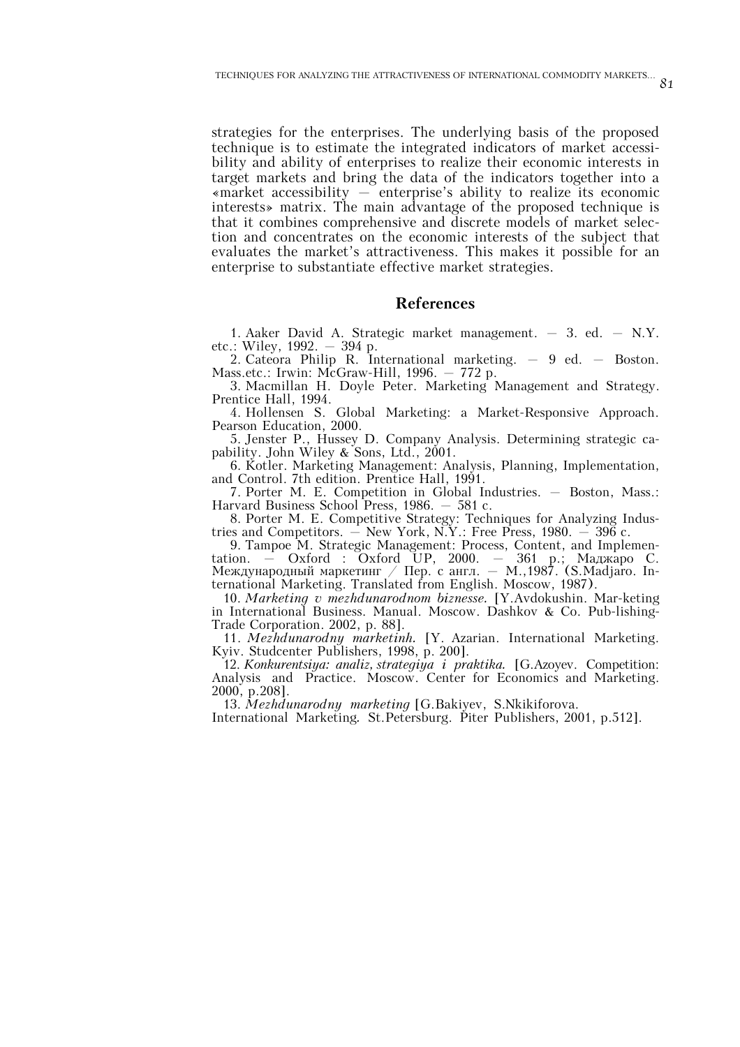strategies for the enterprises. The underlying basis of the proposed technique is to estimate the integrated indicators of market accessibility and ability of enterprises to realize their economic interests in target markets and bring the data of the indicators together into a «market accessibility — enterprise's ability to realize its economic interests» matrix. The main advantage of the proposed technique is that it combines comprehensive and discrete models of market selection and concentrates on the economic interests of the subject that evaluates the market's attractiveness. This makes it possible for an enterprise to substantiate effective market strategies.

## References

1. Aaker David A. Strategic market management. — 3. ed. — N.Y. etc.: Wiley, 1992. — 394 p.
2. Cateora Philip R. International marketing. — 9 ed. — Boston. Mass.etc.: Irwin: McGraw-Hill, 1996. — 772 p.
3. Macmillan H. Doyle Peter. Marketing Management and Strategy. Prentice Hall, 1994.
4. Hollensen S. Global Marketing: a Market-Responsive Approach. Pearson Education, 2000.
5. Jenster P., Hussey D. Company Analysis. Determining strategic capability. John Wiley & Sons, Ltd., 2001.
6. Kotler. Marketing Management: Analysis, Planning, Implementation, and Control. 7th edition. Prentice Hall, 1991.
7. Porter M. E. Competition in Global Industries. — Boston, Mass.: Harvard Business School Press, 1986. — 581 c.
8. Porter M. E. Competitive Strategy: Techniques for Analyzing Industries and Competitors. — New York, N.Y.: Free Press, 1980. — 396 c.
9. Tampoe M. Strategic Management: Process, Content, and Implementation. — Oxford : Oxford UP, 2000. — 361 p.; Маджаро С. Международный маркетинг / Пер. с англ. — М.,1987. (S.Madjaro. International Marketing. Translated from English. Moscow, 1987).
10. *Marketing v mezhdunarodnom biznesse.* [Y.Avdokushin. Mar-keting in International Business. Manual. Moscow. Dashkov & Co. Pub-lishing-Trade Corporation. 2002, p. 88].
11. *Mezhdunarodny marketinh.* [Y. Azarian. International Marketing. Kyiv. Studcenter Publishers, 1998, p. 200].
12. *Konkurentsiya: analiz, strategiya i praktika.* [G.Azoyev. Competition: Analysis and Practice. Moscow. Center for Economics and Marketing. 2000, p.208].
13. *Mezhdunarodny marketing* [G.Bakiyev, S.Nkikiforova. International Marketing. St.Petersburg. Piter Publishers, 2001, p.512].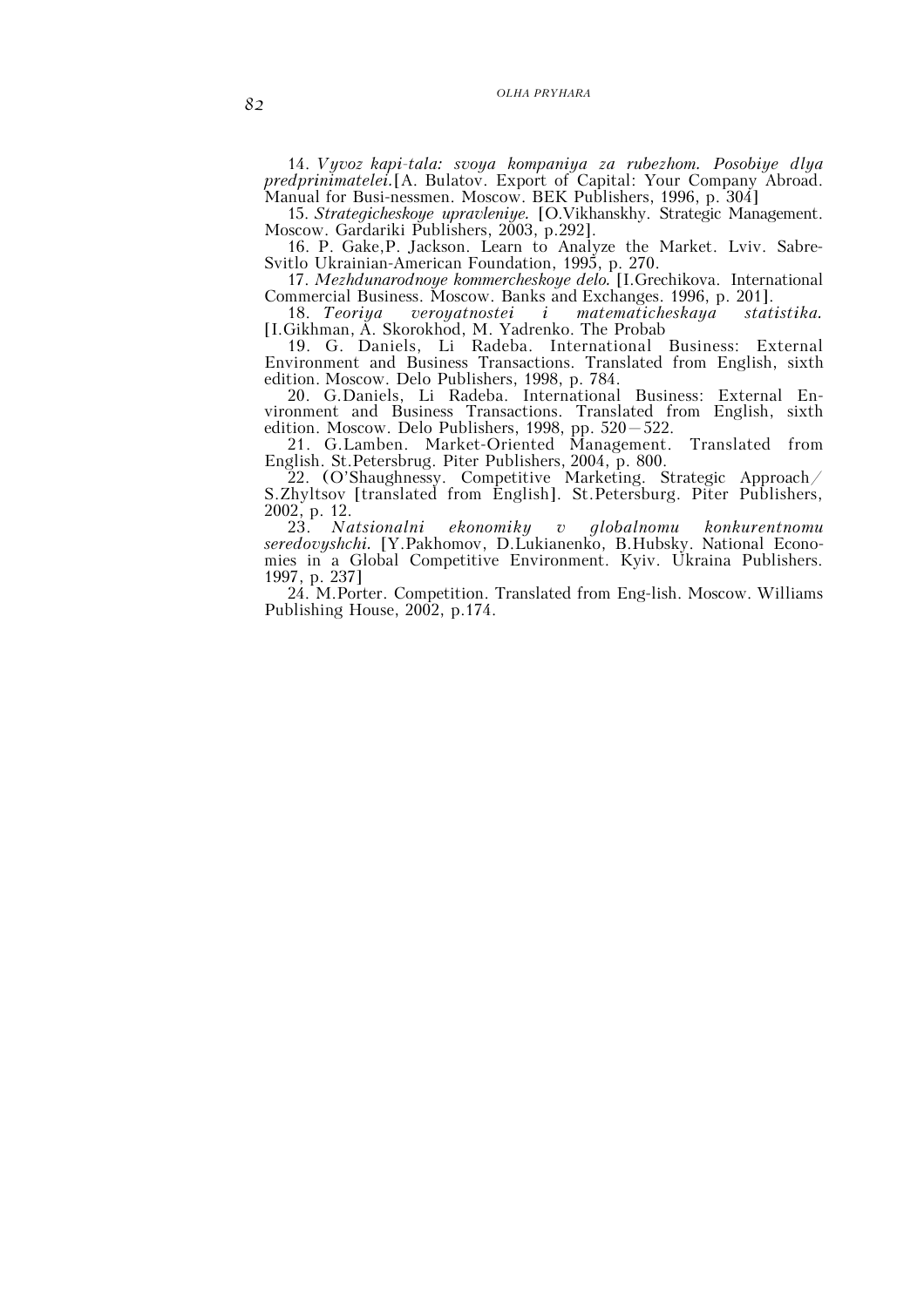14. *Vyvoz kapi-tala: svoya kompaniya za rubezhom. Posobiye dlya predprinimatelei.*[A. Bulatov. Export of Capital: Your Company Abroad. Manual for Busi-nessmen. Moscow. BEK Publishers, 1996, p. 304]

15. *Strategicheskoye upravleniye.* [O.Vikhanskhy. Strategic Management. Moscow. Gardariki Publishers, 2003, p.292].

16. P. Gake,P. Jackson. Learn to Analyze the Market. Lviv. Sabre-Svitlo Ukrainian-American Foundation, 1995, p. 270.

17. *Mezhdunarodnoye kommercheskoye delo.* [I.Grechikova. International Commercial Business. Moscow. Banks and Exchanges. 1996, p. 201].

18. *Teoriya veroyatnostei i matematicheskaya statistika.* [I.Gikhman, A. Skorokhod, M. Yadrenko. The Probab

19. G. Daniels, Li Radeba. International Business: External Environment and Business Transactions. Translated from English, sixth edition. Moscow. Delo Publishers, 1998, p. 784.

20. G.Daniels, Li Radeba. International Business: External Environment and Business Transactions. Translated from English, sixth edition. Moscow. Delo Publishers, 1998, pp. 520—522.

21. G.Lamben. Market-Oriented Management. Translated from English. St.Petersbrug. Piter Publishers, 2004, p. 800.

22. (O'Shaughnessy. Competitive Marketing. Strategic Approach/ S.Zhyltsov [translated from English]. St.Petersburg. Piter Publishers, 2002, p. 12.

23. *Natsionalni ekonomiky v globalnomu konkurentnomu seredovyshchi.* [Y.Pakhomov, D.Lukianenko, B.Hubsky. National Economies in a Global Competitive Environment. Kyiv. Ukraina Publishers. 1997, p. 237]

24. M.Porter. Competition. Translated from Eng-lish. Moscow. Williams Publishing House, 2002, p.174.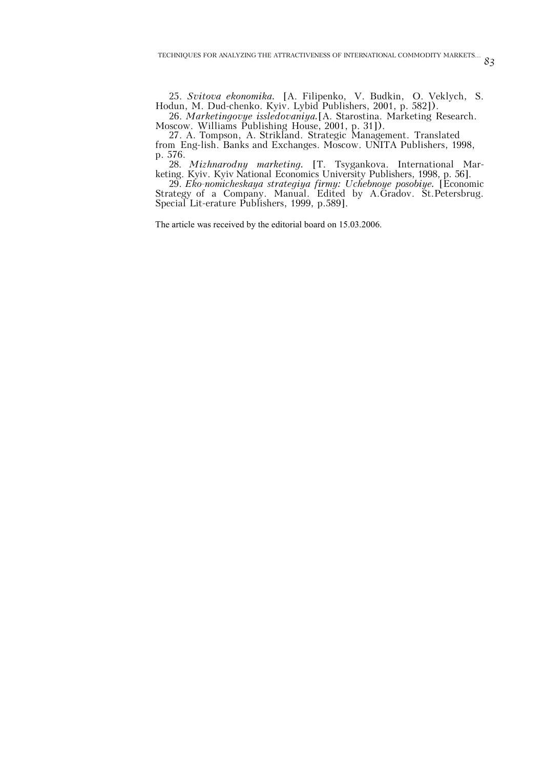25. *Svitova ekonomika.* [A. Filipenko, V. Budkin, O. Veklych, S. Hodun, M. Dud-chenko. Kyiv. Lybid Publishers, 2001, p. 582]).

26. *Marketingovye issledovaniya.*[A. Starostina. Marketing Research. Moscow. Williams Publishing House, 2001, p. 31]).

27. A. Tompson, A. Strikland. Strategic Management. Translated from Eng-lish. Banks and Exchanges. Moscow. UNITA Publishers, 1998, p. 576.

28. *Mizhnarodny marketing.* [T. Tsygankova. International Mar-keting. Kyiv. Kyiv National Economics University Publishers, 1998, p. 56].

29. *Eko-nomicheskaya strategiya firmy: Uchebnoye posobiye.* [Economic Strategy of a Company. Manual. Edited by A.Gradov. St.Petersbrug. Special Lit-erature Publishers, 1999, p.589].

The article was received by the editorial board on 15.03.2006.